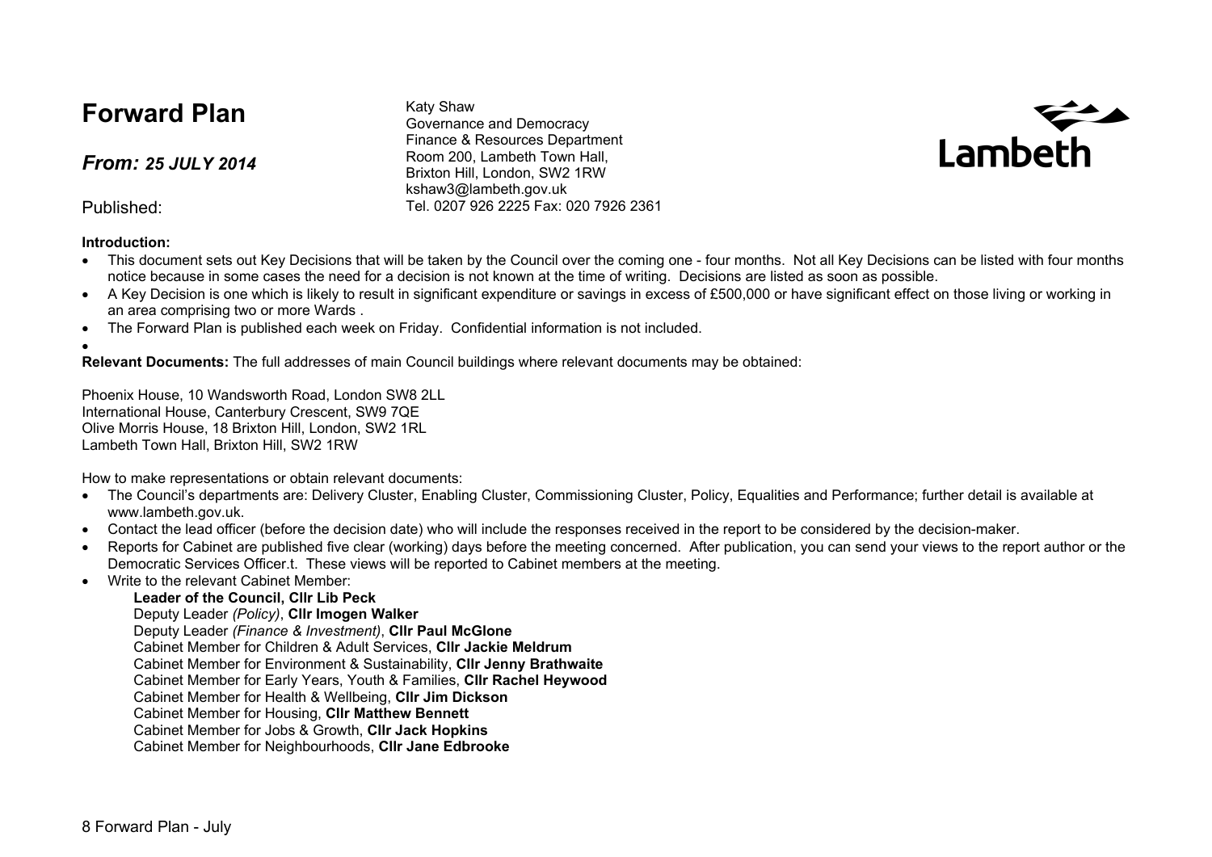# Forward Plan

*From: 25 JULY 2014*

Published:

Katy Shaw
Governance and Democracy
Finance & Resources Department
Room 200, Lambeth Town Hall,
Brixton Hill, London, SW2 1RW
kshaw3@lambeth.gov.uk
Tel. 0207 926 2225 Fax: 020 7926 2361

Lambeth

**Introduction:**

- This document sets out Key Decisions that will be taken by the Council over the coming one - four months. Not all Key Decisions can be listed with four months notice because in some cases the need for a decision is not known at the time of writing. Decisions are listed as soon as possible.
- A Key Decision is one which is likely to result in significant expenditure or savings in excess of £500,000 or have significant effect on those living or working in an area comprising two or more Wards .
- The Forward Plan is published each week on Friday. Confidential information is not included.
-

**Relevant Documents:** The full addresses of main Council buildings where relevant documents may be obtained:

Phoenix House, 10 Wandsworth Road, London SW8 2LL
International House, Canterbury Crescent, SW9 7QE
Olive Morris House, 18 Brixton Hill, London, SW2 1RL
Lambeth Town Hall, Brixton Hill, SW2 1RW

How to make representations or obtain relevant documents:

- The Council's departments are: Delivery Cluster, Enabling Cluster, Commissioning Cluster, Policy, Equalities and Performance; further detail is available at www.lambeth.gov.uk.
- Contact the lead officer (before the decision date) who will include the responses received in the report to be considered by the decision-maker.
- Reports for Cabinet are published five clear (working) days before the meeting concerned. After publication, you can send your views to the report author or the Democratic Services Officer.t. These views will be reported to Cabinet members at the meeting.
- Write to the relevant Cabinet Member:

  **Leader of the Council, Cllr Lib Peck**
  Deputy Leader *(Policy)*, **Cllr Imogen Walker**
  Deputy Leader *(Finance & Investment)*, **Cllr Paul McGlone**
  Cabinet Member for Children & Adult Services, **Cllr Jackie Meldrum**
  Cabinet Member for Environment & Sustainability, **Cllr Jenny Brathwaite**
  Cabinet Member for Early Years, Youth & Families, **Cllr Rachel Heywood**
  Cabinet Member for Health & Wellbeing, **Cllr Jim Dickson**
  Cabinet Member for Housing, **Cllr Matthew Bennett**
  Cabinet Member for Jobs & Growth, **Cllr Jack Hopkins**
  Cabinet Member for Neighbourhoods, **Cllr Jane Edbrooke**

8 Forward Plan - July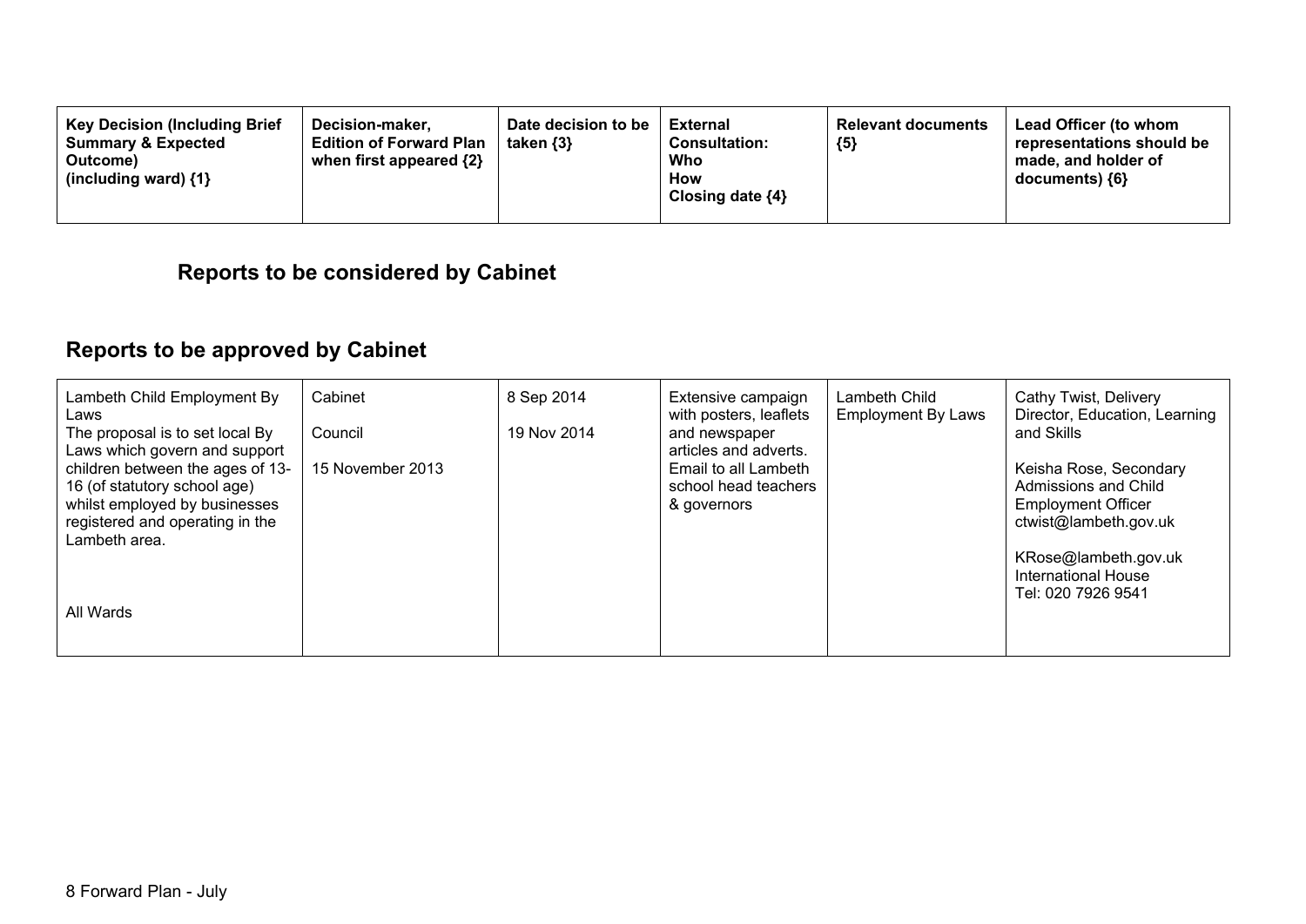| Key Decision (Including Brief Summary & Expected Outcome) (including ward) {1} | Decision-maker, Edition of Forward Plan when first appeared {2} | Date decision to be taken {3} | External Consultation: Who How Closing date {4} | Relevant documents {5} | Lead Officer (to whom representations should be made, and holder of documents) {6} |
|---|---|---|---|---|---|

## Reports to be considered by Cabinet

## Reports to be approved by Cabinet

| | | | | | |
|---|---|---|---|---|---|
| Lambeth Child Employment By Laws<br>The proposal is to set local By Laws which govern and support children between the ages of 13-16 (of statutory school age) whilst employed by businesses registered and operating in the Lambeth area.<br><br>All Wards | Cabinet<br><br>Council<br><br>15 November 2013 | 8 Sep 2014<br><br>19 Nov 2014 | Extensive campaign with posters, leaflets and newspaper articles and adverts. Email to all Lambeth school head teachers & governors | Lambeth Child Employment By Laws | Cathy Twist, Delivery Director, Education, Learning and Skills<br><br>Keisha Rose, Secondary Admissions and Child Employment Officer<br>ctwist@lambeth.gov.uk<br><br>KRose@lambeth.gov.uk<br>International House<br>Tel: 020 7926 9541 |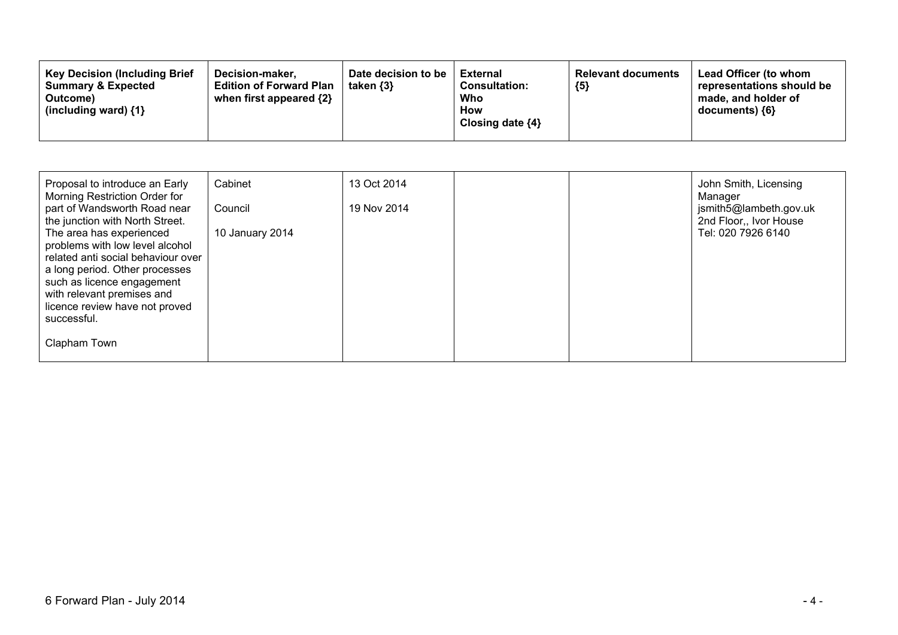| Key Decision (Including Brief Summary & Expected Outcome) (including ward) {1} | Decision-maker, Edition of Forward Plan when first appeared {2} | Date decision to be taken {3} | External Consultation: Who How Closing date {4} | Relevant documents {5} | Lead Officer (to whom representations should be made, and holder of documents) {6} |
|---|---|---|---|---|---|
| Proposal to introduce an Early Morning Restriction Order for part of Wandsworth Road near the junction with North Street. The area has experienced problems with low level alcohol related anti social behaviour over a long period. Other processes such as licence engagement with relevant premises and licence review have not proved successful.<br><br>Clapham Town | Cabinet<br><br>Council<br><br>10 January 2014 | 13 Oct 2014<br><br>19 Nov 2014 | | | John Smith, Licensing Manager<br>jsmith5@lambeth.gov.uk<br>2nd Floor,, Ivor House<br>Tel: 020 7926 6140 |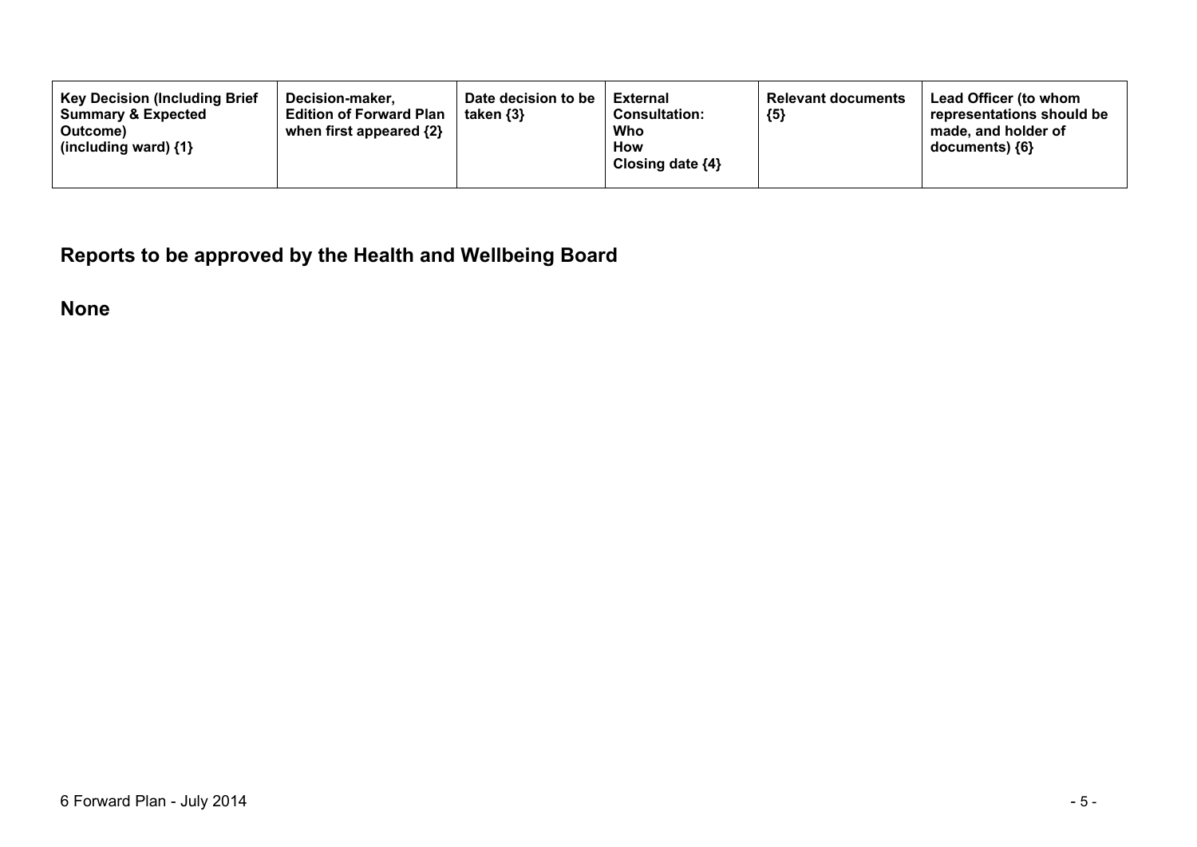| Key Decision (Including Brief Summary & Expected Outcome) (including ward) {1} | Decision-maker, Edition of Forward Plan when first appeared {2} | Date decision to be taken {3} | External Consultation: Who How Closing date {4} | Relevant documents {5} | Lead Officer (to whom representations should be made, and holder of documents) {6} |
| --- | --- | --- | --- | --- | --- |

## Reports to be approved by the Health and Wellbeing Board

**None**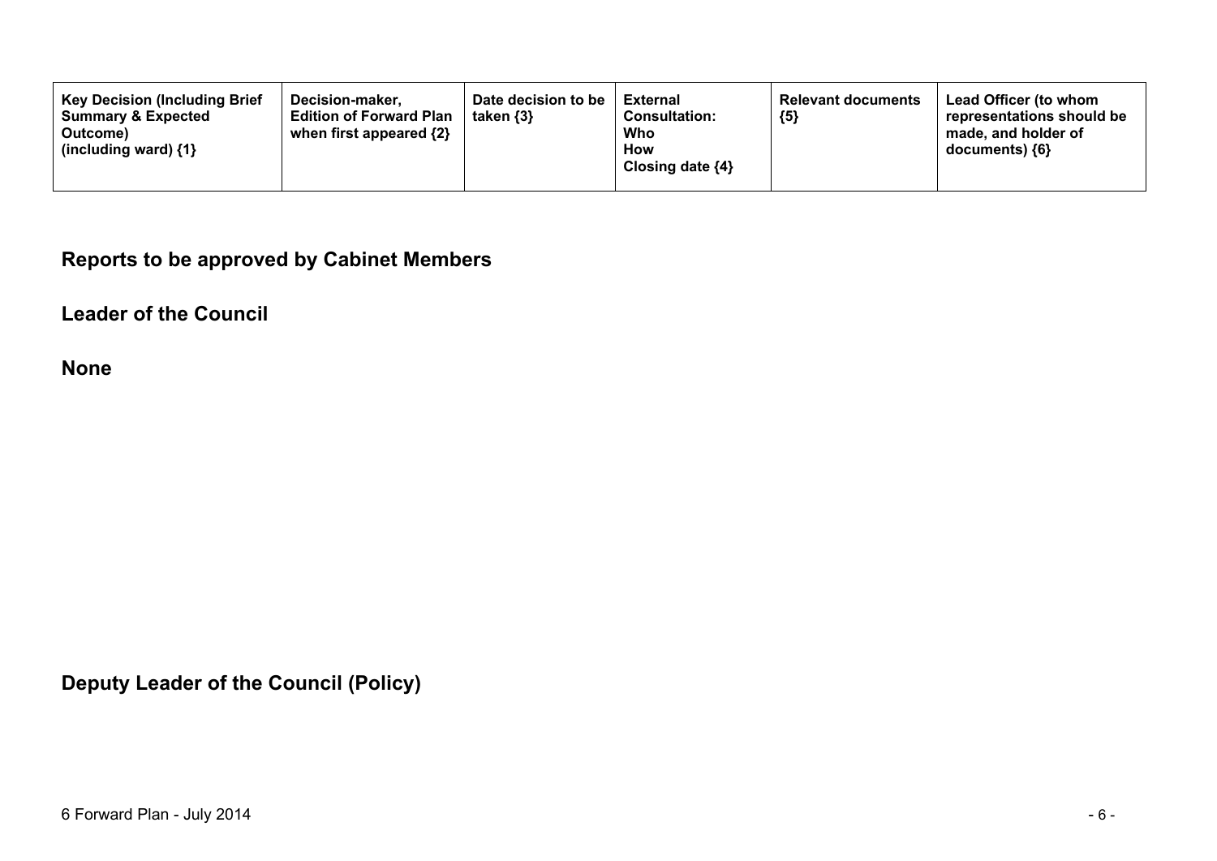| Key Decision (Including Brief Summary & Expected Outcome) (including ward) {1} | Decision-maker, Edition of Forward Plan when first appeared {2} | Date decision to be taken {3} | External Consultation: Who How Closing date {4} | Relevant documents {5} | Lead Officer (to whom representations should be made, and holder of documents) {6} |
|---|---|---|---|---|---|

## Reports to be approved by Cabinet Members

## Leader of the Council

**None**

## Deputy Leader of the Council (Policy)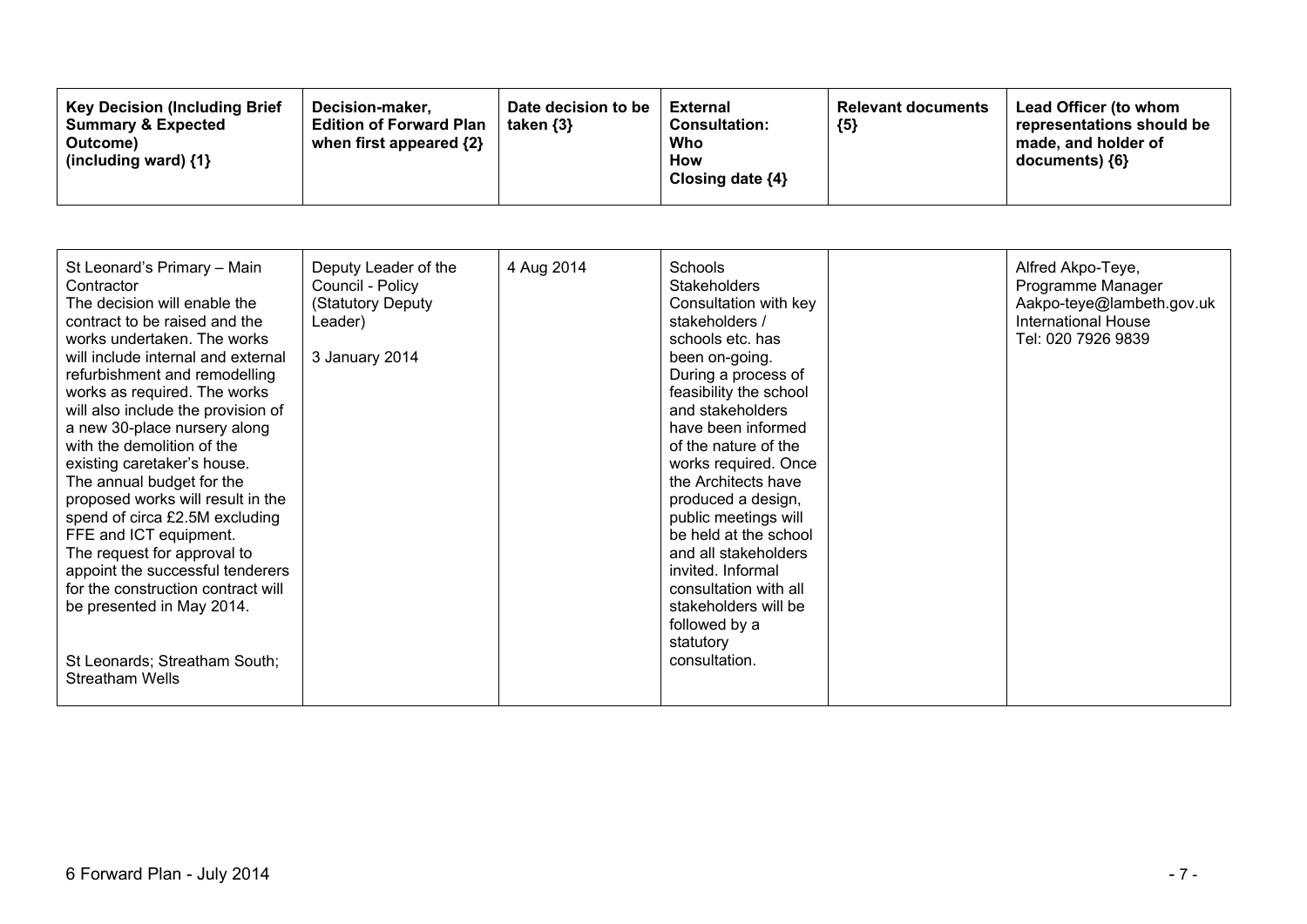| Key Decision (Including Brief Summary & Expected Outcome) (including ward) {1} | Decision-maker, Edition of Forward Plan when first appeared {2} | Date decision to be taken {3} | External Consultation: Who How Closing date {4} | Relevant documents {5} | Lead Officer (to whom representations should be made, and holder of documents) {6} |
|---|---|---|---|---|---|
| St Leonard's Primary – Main Contractor<br>The decision will enable the contract to be raised and the works undertaken. The works will include internal and external refurbishment and remodelling works as required. The works will also include the provision of a new 30-place nursery along with the demolition of the existing caretaker's house.<br>The annual budget for the proposed works will result in the spend of circa £2.5M excluding FFE and ICT equipment.<br>The request for approval to appoint the successful tenderers for the construction contract will be presented in May 2014.<br><br>St Leonards; Streatham South; Streatham Wells | Deputy Leader of the Council - Policy (Statutory Deputy Leader)<br><br>3 January 2014 | 4 Aug 2014 | Schools Stakeholders<br>Consultation with key stakeholders / schools etc. has been on-going. During a process of feasibility the school and stakeholders have been informed of the nature of the works required. Once the Architects have produced a design, public meetings will be held at the school and all stakeholders invited. Informal consultation with all stakeholders will be followed by a statutory consultation. | | Alfred Akpo-Teye, Programme Manager<br>Aakpo-teye@lambeth.gov.uk<br>International House<br>Tel: 020 7926 9839 |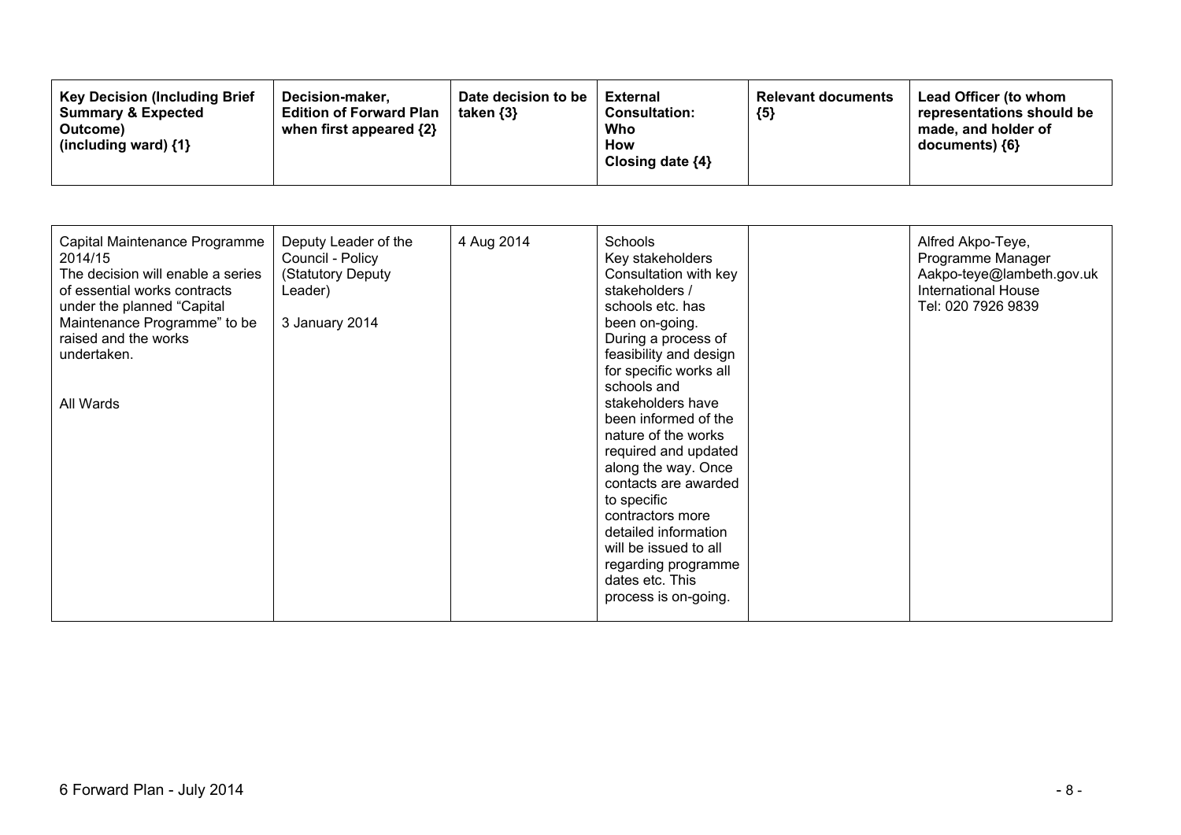| Key Decision (Including Brief Summary & Expected Outcome) (including ward) {1} | Decision-maker, Edition of Forward Plan when first appeared {2} | Date decision to be taken {3} | External Consultation: Who How Closing date {4} | Relevant documents {5} | Lead Officer (to whom representations should be made, and holder of documents) {6} |
|---|---|---|---|---|---|
| Capital Maintenance Programme 2014/15<br>The decision will enable a series of essential works contracts under the planned "Capital Maintenance Programme" to be raised and the works undertaken.<br><br>All Wards | Deputy Leader of the Council - Policy (Statutory Deputy Leader)<br><br>3 January 2014 | 4 Aug 2014 | Schools<br>Key stakeholders<br>Consultation with key stakeholders / schools etc. has been on-going.<br>During a process of feasibility and design for specific works all schools and stakeholders have been informed of the nature of the works required and updated along the way. Once contacts are awarded to specific contractors more detailed information will be issued to all regarding programme dates etc. This process is on-going. | | Alfred Akpo-Teye, Programme Manager<br>Aakpo-teye@lambeth.gov.uk<br>International House<br>Tel: 020 7926 9839 |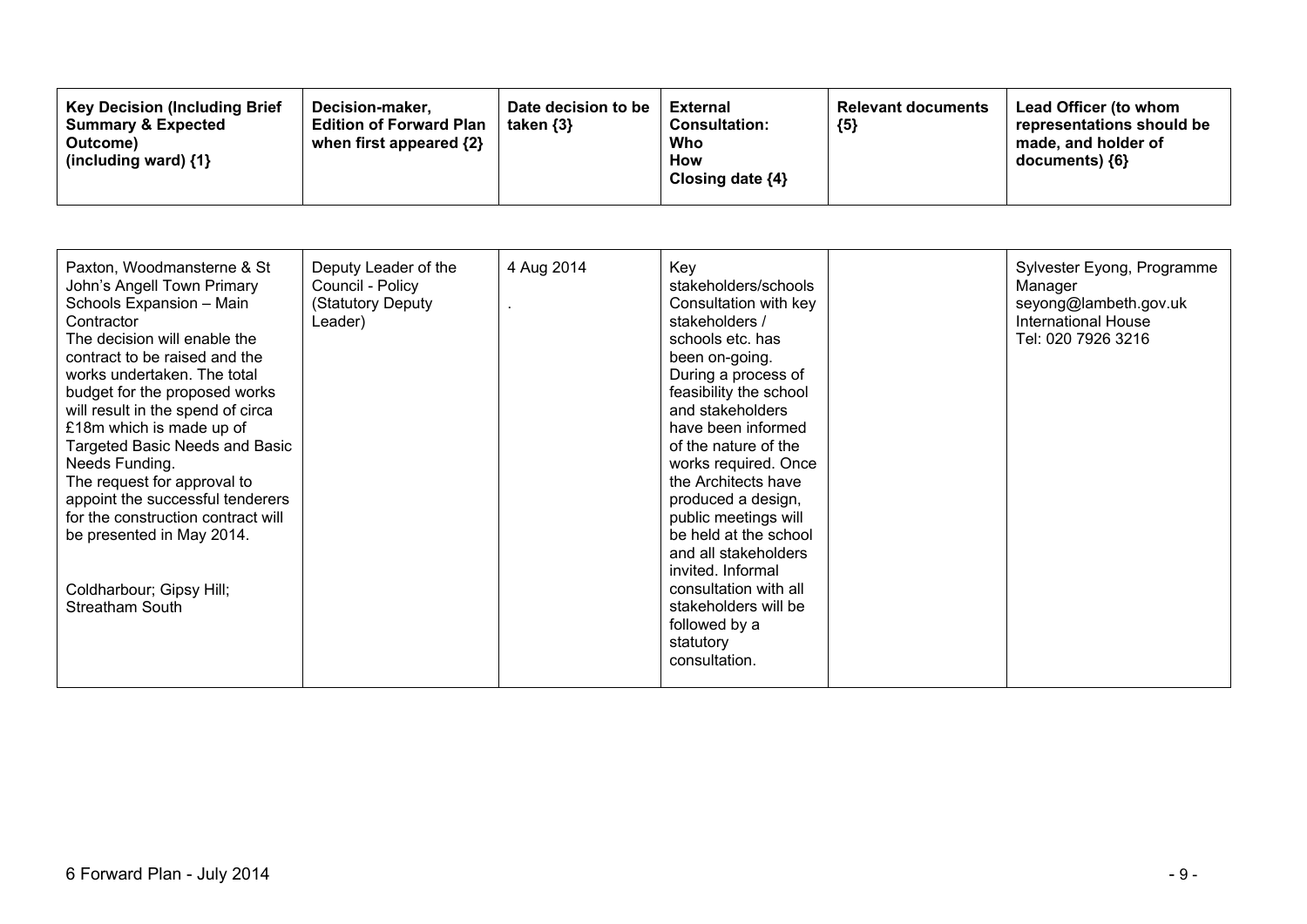| Key Decision (Including Brief Summary & Expected Outcome) (including ward) {1} | Decision-maker, Edition of Forward Plan when first appeared {2} | Date decision to be taken {3} | External Consultation: Who How Closing date {4} | Relevant documents {5} | Lead Officer (to whom representations should be made, and holder of documents) {6} |
|---|---|---|---|---|---|
| Paxton, Woodmansterne & St John's Angell Town Primary Schools Expansion – Main Contractor<br>The decision will enable the contract to be raised and the works undertaken. The total budget for the proposed works will result in the spend of circa £18m which is made up of Targeted Basic Needs and Basic Needs Funding.<br>The request for approval to appoint the successful tenderers for the construction contract will be presented in May 2014.<br><br>Coldharbour; Gipsy Hill; Streatham South | Deputy Leader of the Council - Policy (Statutory Deputy Leader) | 4 Aug 2014<br>. | Key stakeholders/schools<br>Consultation with key stakeholders / schools etc. has been on-going. During a process of feasibility the school and stakeholders have been informed of the nature of the works required. Once the Architects have produced a design, public meetings will be held at the school and all stakeholders invited. Informal consultation with all stakeholders will be followed by a statutory consultation. | | Sylvester Eyong, Programme Manager<br>seyong@lambeth.gov.uk<br>International House<br>Tel: 020 7926 3216 |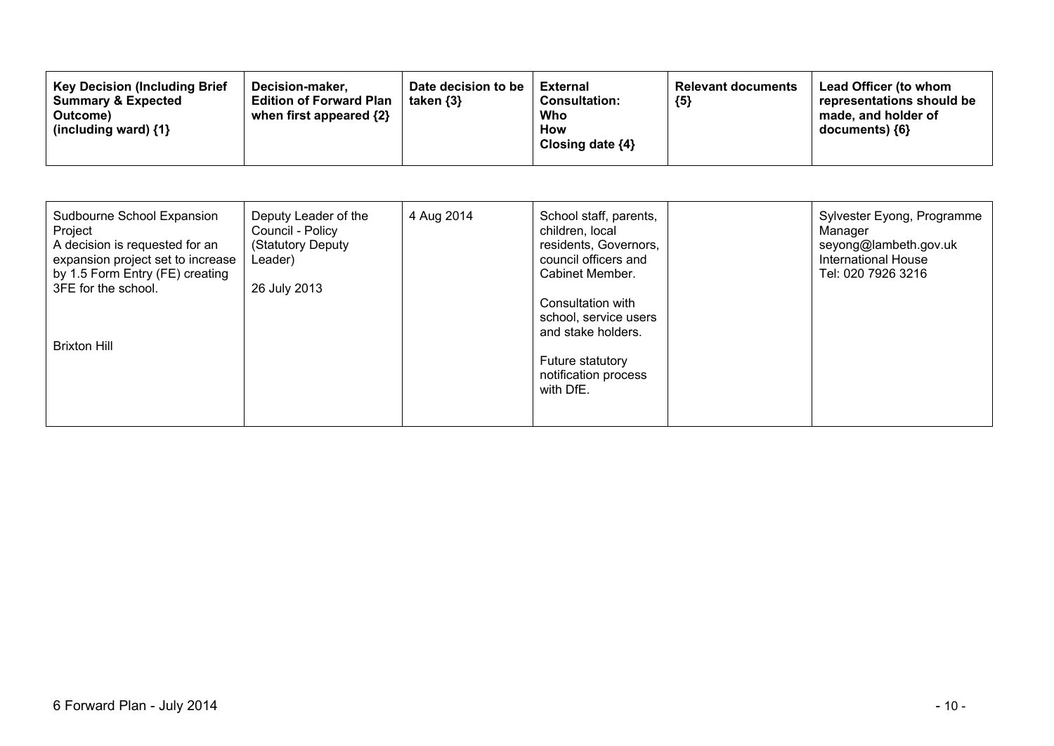| Key Decision (Including Brief Summary & Expected Outcome) (including ward) {1} | Decision-maker, Edition of Forward Plan when first appeared {2} | Date decision to be taken {3} | External Consultation: Who How Closing date {4} | Relevant documents {5} | Lead Officer (to whom representations should be made, and holder of documents) {6} |
|---|---|---|---|---|---|
| Sudbourne School Expansion Project<br>A decision is requested for an expansion project set to increase by 1.5 Form Entry (FE) creating 3FE for the school.<br><br>Brixton Hill | Deputy Leader of the Council - Policy (Statutory Deputy Leader)<br><br>26 July 2013 | 4 Aug 2014 | School staff, parents, children, local residents, Governors, council officers and Cabinet Member.<br><br>Consultation with school, service users and stake holders.<br><br>Future statutory notification process with DfE. | | Sylvester Eyong, Programme Manager<br>seyong@lambeth.gov.uk<br>International House<br>Tel: 020 7926 3216 |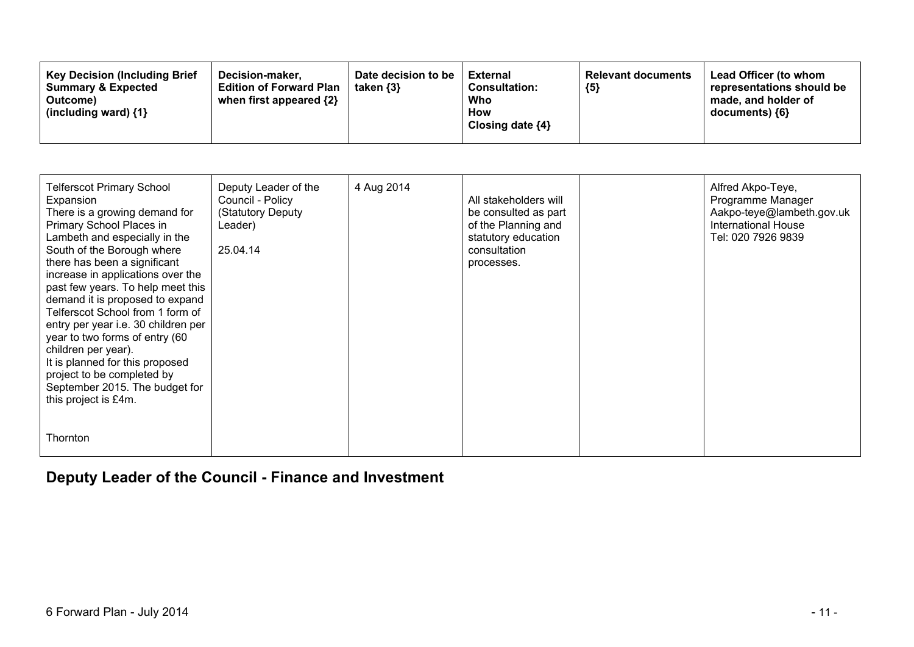| Key Decision (Including Brief Summary & Expected Outcome) (including ward) {1} | Decision-maker, Edition of Forward Plan when first appeared {2} | Date decision to be taken {3} | External Consultation: Who How Closing date {4} | Relevant documents {5} | Lead Officer (to whom representations should be made, and holder of documents) {6} |
|---|---|---|---|---|---|
| Telferscot Primary School Expansion<br>There is a growing demand for Primary School Places in Lambeth and especially in the South of the Borough where there has been a significant increase in applications over the past few years. To help meet this demand it is proposed to expand Telferscot School from 1 form of entry per year i.e. 30 children per year to two forms of entry (60 children per year).<br>It is planned for this proposed project to be completed by September 2015. The budget for this project is £4m.<br><br>Thornton | Deputy Leader of the Council - Policy (Statutory Deputy Leader)<br><br>25.04.14 | 4 Aug 2014 | All stakeholders will be consulted as part of the Planning and statutory education consultation processes. | | Alfred Akpo-Teye, Programme Manager<br>Aakpo-teye@lambeth.gov.uk<br>International House<br>Tel: 020 7926 9839 |

## Deputy Leader of the Council - Finance and Investment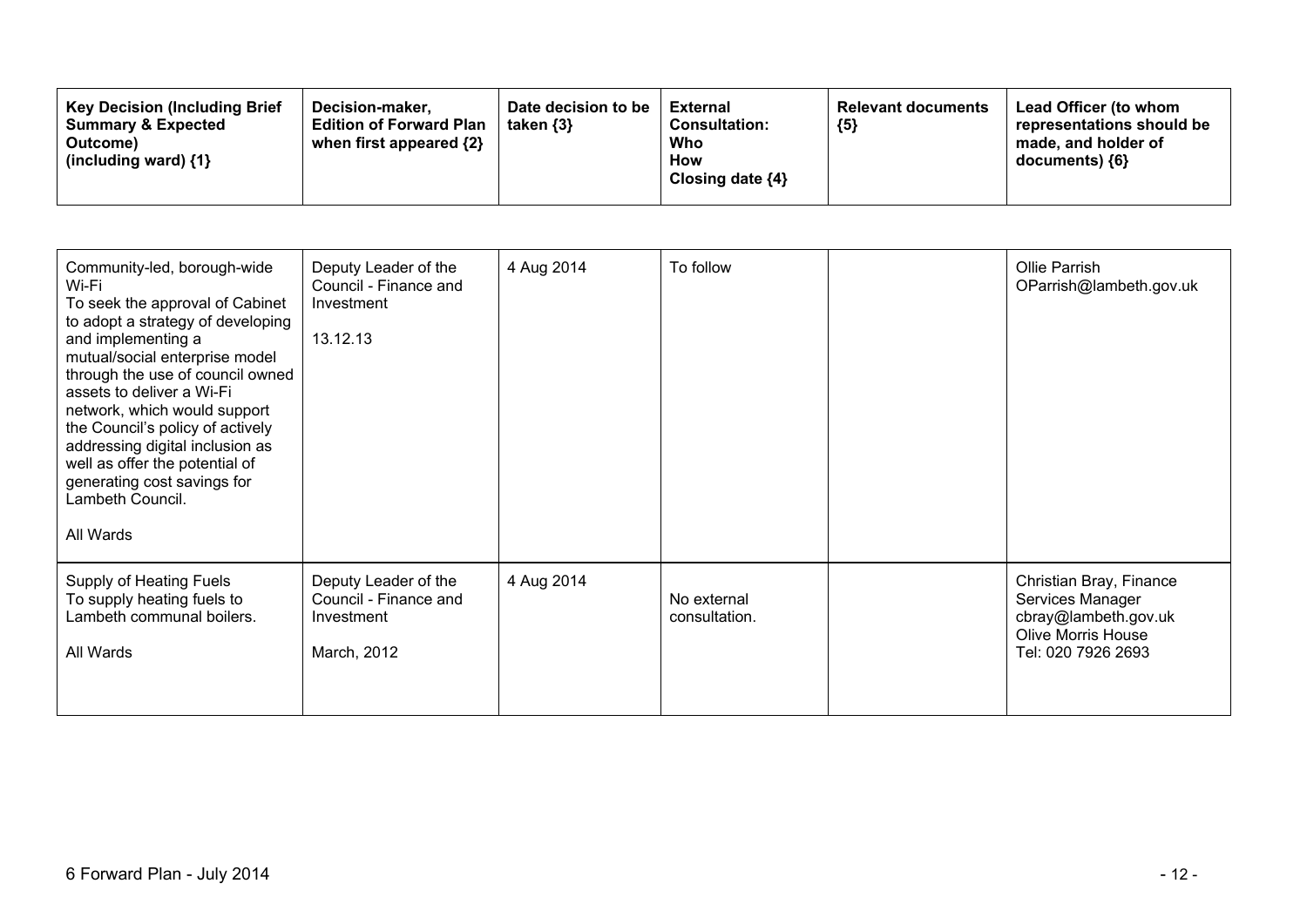| Key Decision (Including Brief Summary & Expected Outcome) (including ward) {1} | Decision-maker, Edition of Forward Plan when first appeared {2} | Date decision to be taken {3} | External Consultation: Who How Closing date {4} | Relevant documents {5} | Lead Officer (to whom representations should be made, and holder of documents) {6} |
|---|---|---|---|---|---|
| Community-led, borough-wide Wi-Fi<br>To seek the approval of Cabinet to adopt a strategy of developing and implementing a mutual/social enterprise model through the use of council owned assets to deliver a Wi-Fi network, which would support the Council's policy of actively addressing digital inclusion as well as offer the potential of generating cost savings for Lambeth Council.<br><br>All Wards | Deputy Leader of the Council - Finance and Investment<br><br>13.12.13 | 4 Aug 2014 | To follow | | Ollie Parrish<br>OParrish@lambeth.gov.uk |
| Supply of Heating Fuels<br>To supply heating fuels to Lambeth communal boilers.<br><br>All Wards | Deputy Leader of the Council - Finance and Investment<br><br>March, 2012 | 4 Aug 2014 | No external consultation. | | Christian Bray, Finance Services Manager<br>cbray@lambeth.gov.uk<br>Olive Morris House<br>Tel: 020 7926 2693 |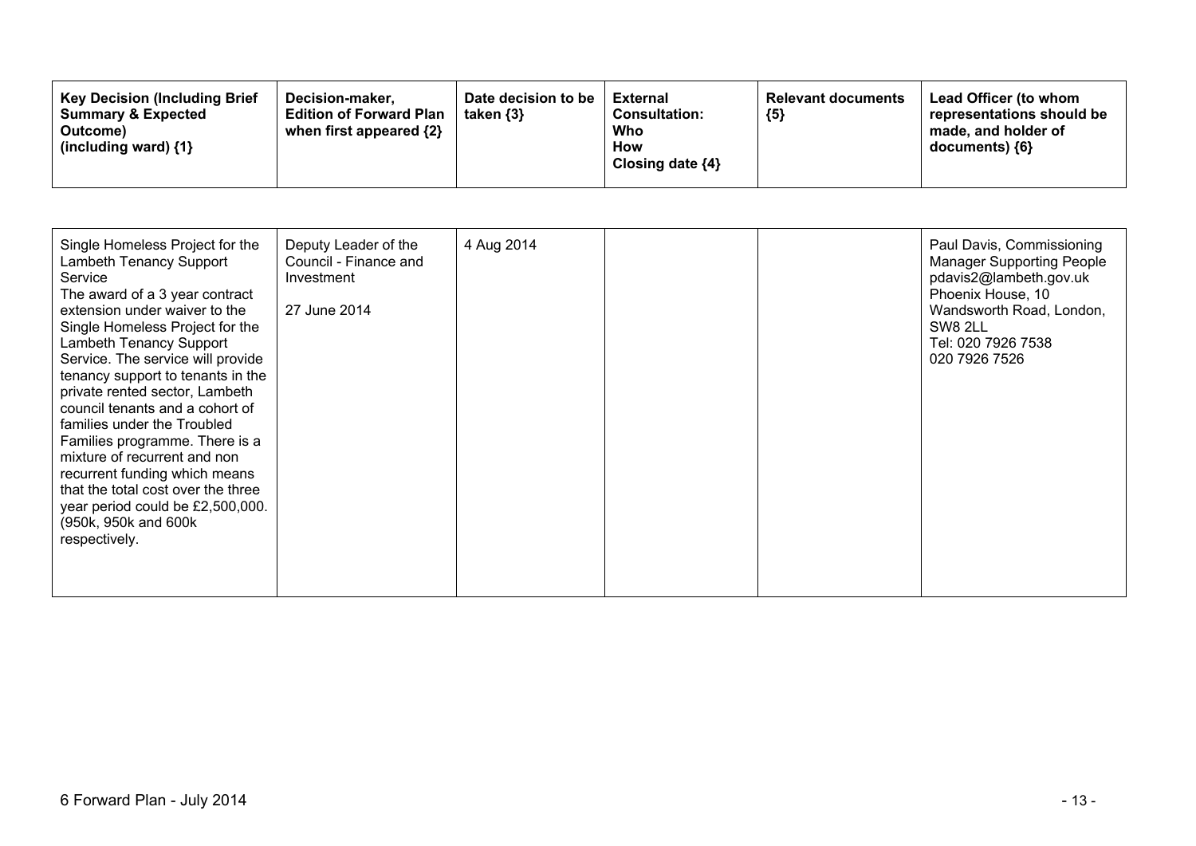| Key Decision (Including Brief Summary & Expected Outcome) (including ward) {1} | Decision-maker, Edition of Forward Plan when first appeared {2} | Date decision to be taken {3} | External Consultation: Who How Closing date {4} | Relevant documents {5} | Lead Officer (to whom representations should be made, and holder of documents) {6} |
|---|---|---|---|---|---|
| Single Homeless Project for the Lambeth Tenancy Support Service<br>The award of a 3 year contract extension under waiver to the Single Homeless Project for the Lambeth Tenancy Support Service. The service will provide tenancy support to tenants in the private rented sector, Lambeth council tenants and a cohort of families under the Troubled Families programme. There is a mixture of recurrent and non recurrent funding which means that the total cost over the three year period could be £2,500,000. (950k, 950k and 600k respectively. | Deputy Leader of the Council - Finance and Investment<br><br>27 June 2014 | 4 Aug 2014 | | | Paul Davis, Commissioning Manager Supporting People<br>pdavis2@lambeth.gov.uk<br>Phoenix House, 10 Wandsworth Road, London, SW8 2LL<br>Tel: 020 7926 7538<br>020 7926 7526 |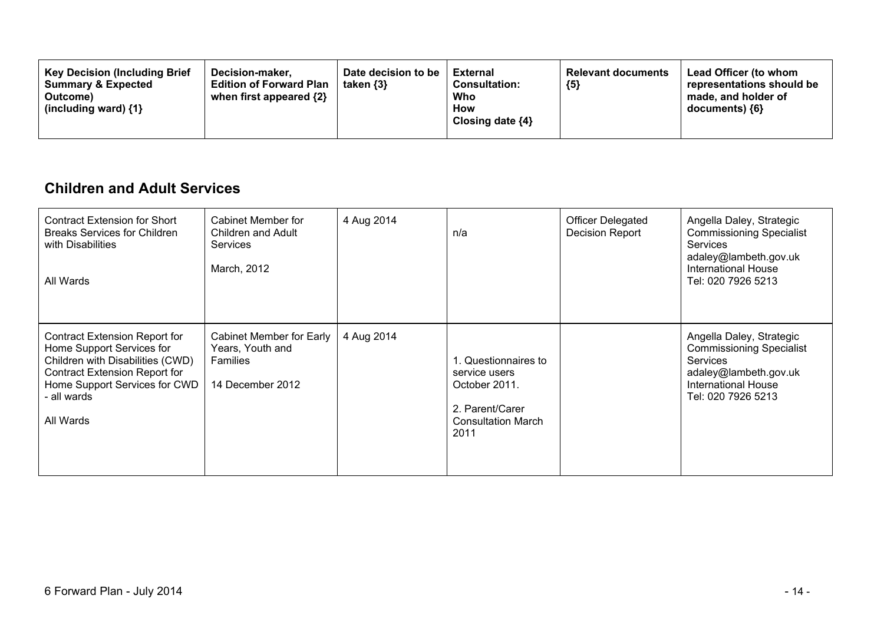| Key Decision (Including Brief Summary & Expected Outcome) (including ward) {1} | Decision-maker, Edition of Forward Plan when first appeared {2} | Date decision to be taken {3} | External Consultation: Who How Closing date {4} | Relevant documents {5} | Lead Officer (to whom representations should be made, and holder of documents) {6} |
|---|---|---|---|---|---|

## Children and Adult Services

| Key Decision (Including Brief Summary & Expected Outcome) (including ward) {1} | Decision-maker, Edition of Forward Plan when first appeared {2} | Date decision to be taken {3} | External Consultation: Who How Closing date {4} | Relevant documents {5} | Lead Officer (to whom representations should be made, and holder of documents) {6} |
|---|---|---|---|---|---|
| Contract Extension for Short Breaks Services for Children with Disabilities<br><br>All Wards | Cabinet Member for Children and Adult Services<br><br>March, 2012 | 4 Aug 2014 | n/a | Officer Delegated Decision Report | Angella Daley, Strategic Commissioning Specialist Services<br>adaley@lambeth.gov.uk<br>International House<br>Tel: 020 7926 5213 |
| Contract Extension Report for Home Support Services for Children with Disabilities (CWD) Contract Extension Report for Home Support Services for CWD - all wards<br><br>All Wards | Cabinet Member for Early Years, Youth and Families<br><br>14 December 2012 | 4 Aug 2014 | 1. Questionnaires to service users October 2011.<br><br>2. Parent/Carer Consultation March 2011 | | Angella Daley, Strategic Commissioning Specialist Services<br>adaley@lambeth.gov.uk<br>International House<br>Tel: 020 7926 5213 |

6 Forward Plan - July 2014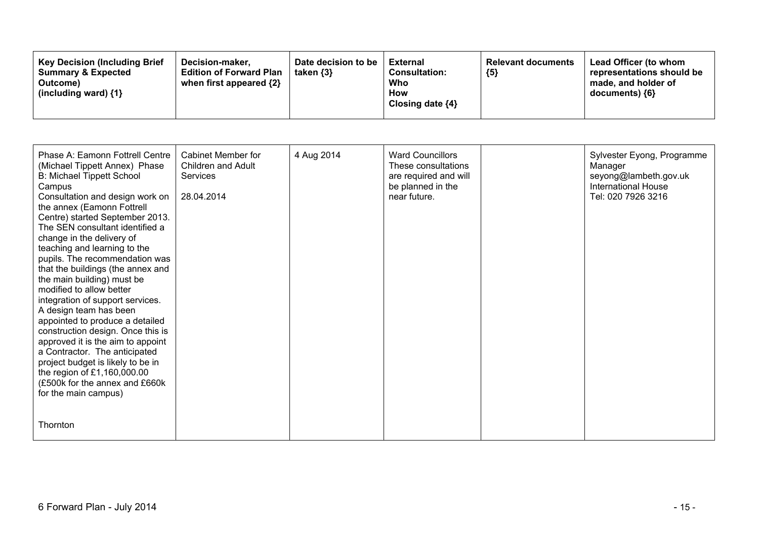| Key Decision (Including Brief Summary & Expected Outcome) (including ward) {1} | Decision-maker, Edition of Forward Plan when first appeared {2} | Date decision to be taken {3} | External Consultation: Who How Closing date {4} | Relevant documents {5} | Lead Officer (to whom representations should be made, and holder of documents) {6} |
|---|---|---|---|---|---|
| Phase A: Eamonn Fottrell Centre (Michael Tippett Annex) Phase B: Michael Tippett School Campus<br>Consultation and design work on the annex (Eamonn Fottrell Centre) started September 2013. The SEN consultant identified a change in the delivery of teaching and learning to the pupils. The recommendation was that the buildings (the annex and the main building) must be modified to allow better integration of support services. A design team has been appointed to produce a detailed construction design. Once this is approved it is the aim to appoint a Contractor. The anticipated project budget is likely to be in the region of £1,160,000.00 (£500k for the annex and £660k for the main campus)<br><br>Thornton | Cabinet Member for Children and Adult Services<br><br>28.04.2014 | 4 Aug 2014 | Ward Councillors These consultations are required and will be planned in the near future. | | Sylvester Eyong, Programme Manager seyong@lambeth.gov.uk International House Tel: 020 7926 3216 |

6 Forward Plan - July 2014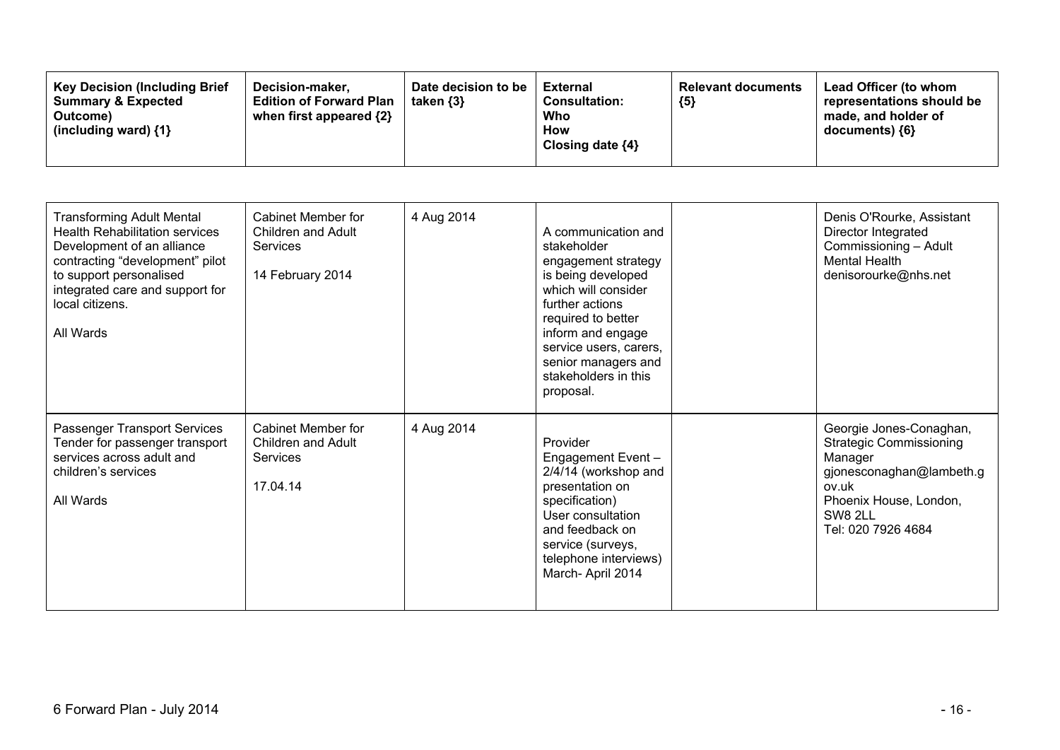| Key Decision (Including Brief Summary & Expected Outcome) (including ward) {1} | Decision-maker, Edition of Forward Plan when first appeared {2} | Date decision to be taken {3} | External Consultation: Who How Closing date {4} | Relevant documents {5} | Lead Officer (to whom representations should be made, and holder of documents) {6} |
|---|---|---|---|---|---|
| Transforming Adult Mental Health Rehabilitation services Development of an alliance contracting "development" pilot to support personalised integrated care and support for local citizens.<br><br>All Wards | Cabinet Member for Children and Adult Services<br><br>14 February 2014 | 4 Aug 2014 | A communication and stakeholder engagement strategy is being developed which will consider further actions required to better inform and engage service users, carers, senior managers and stakeholders in this proposal. | | Denis O'Rourke, Assistant Director Integrated Commissioning – Adult Mental Health denisorourke@nhs.net |
| Passenger Transport Services Tender for passenger transport services across adult and children's services<br><br>All Wards | Cabinet Member for Children and Adult Services<br><br>17.04.14 | 4 Aug 2014 | Provider Engagement Event – 2/4/14 (workshop and presentation on specification) User consultation and feedback on service (surveys, telephone interviews) March- April 2014 | | Georgie Jones-Conaghan, Strategic Commissioning Manager gjonesconaghan@lambeth.gov.uk Phoenix House, London, SW8 2LL Tel: 020 7926 4684 |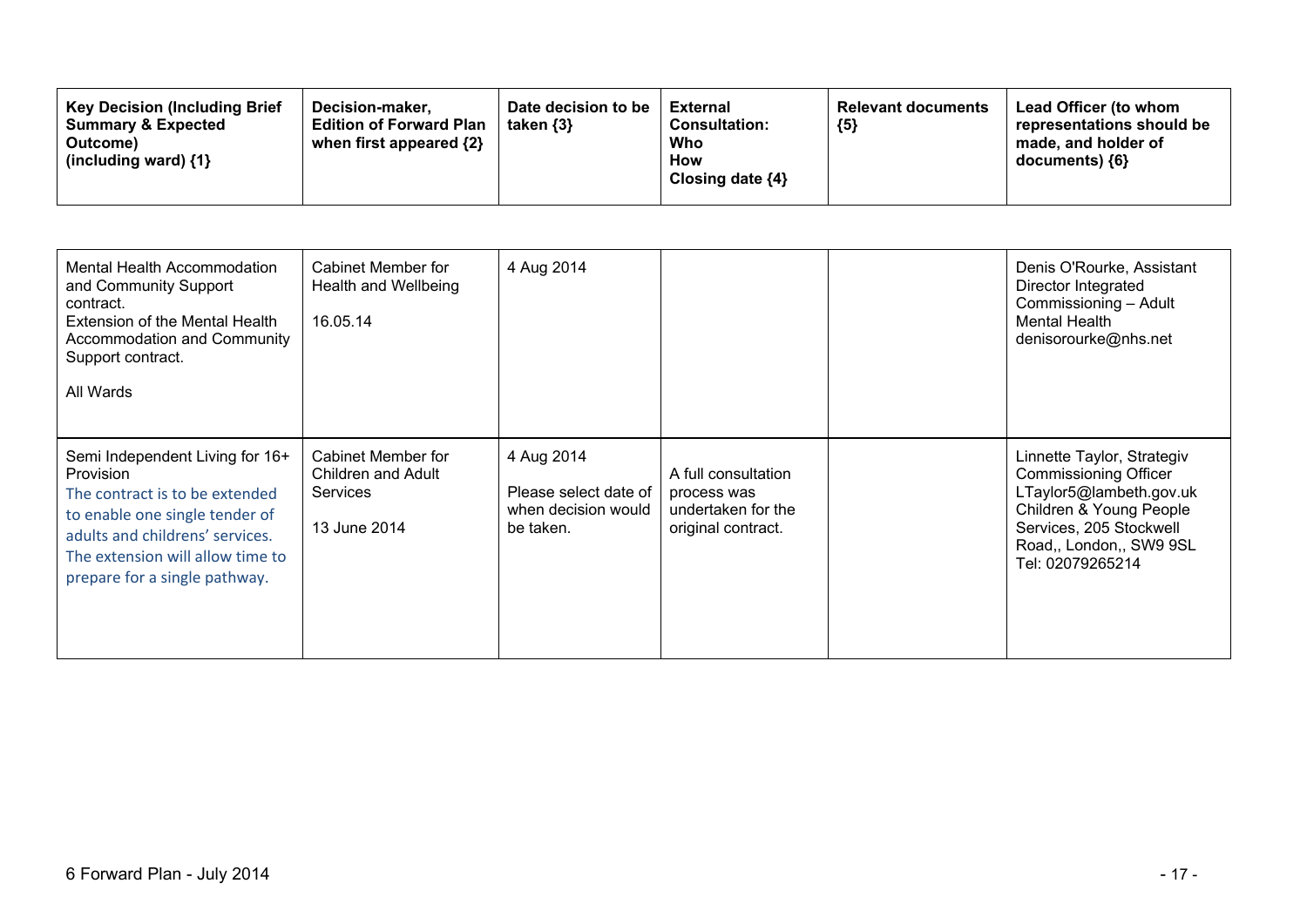| Key Decision (Including Brief Summary & Expected Outcome) (including ward) {1} | Decision-maker, Edition of Forward Plan when first appeared {2} | Date decision to be taken {3} | External Consultation: Who How Closing date {4} | Relevant documents {5} | Lead Officer (to whom representations should be made, and holder of documents) {6} |
|---|---|---|---|---|---|
| Mental Health Accommodation and Community Support contract.<br>Extension of the Mental Health Accommodation and Community Support contract.<br><br>All Wards | Cabinet Member for Health and Wellbeing<br><br>16.05.14 | 4 Aug 2014 | | | Denis O'Rourke, Assistant Director Integrated Commissioning – Adult Mental Health<br>denisorourke@nhs.net |
| Semi Independent Living for 16+ Provision<br>The contract is to be extended to enable one single tender of adults and childrens' services. The extension will allow time to prepare for a single pathway. | Cabinet Member for Children and Adult Services<br><br>13 June 2014 | 4 Aug 2014<br><br>Please select date of when decision would be taken. | A full consultation process was undertaken for the original contract. | | Linnette Taylor, Strategiv Commissioning Officer<br>LTaylor5@lambeth.gov.uk<br>Children & Young People Services, 205 Stockwell Road,, London,, SW9 9SL<br>Tel: 02079265214 |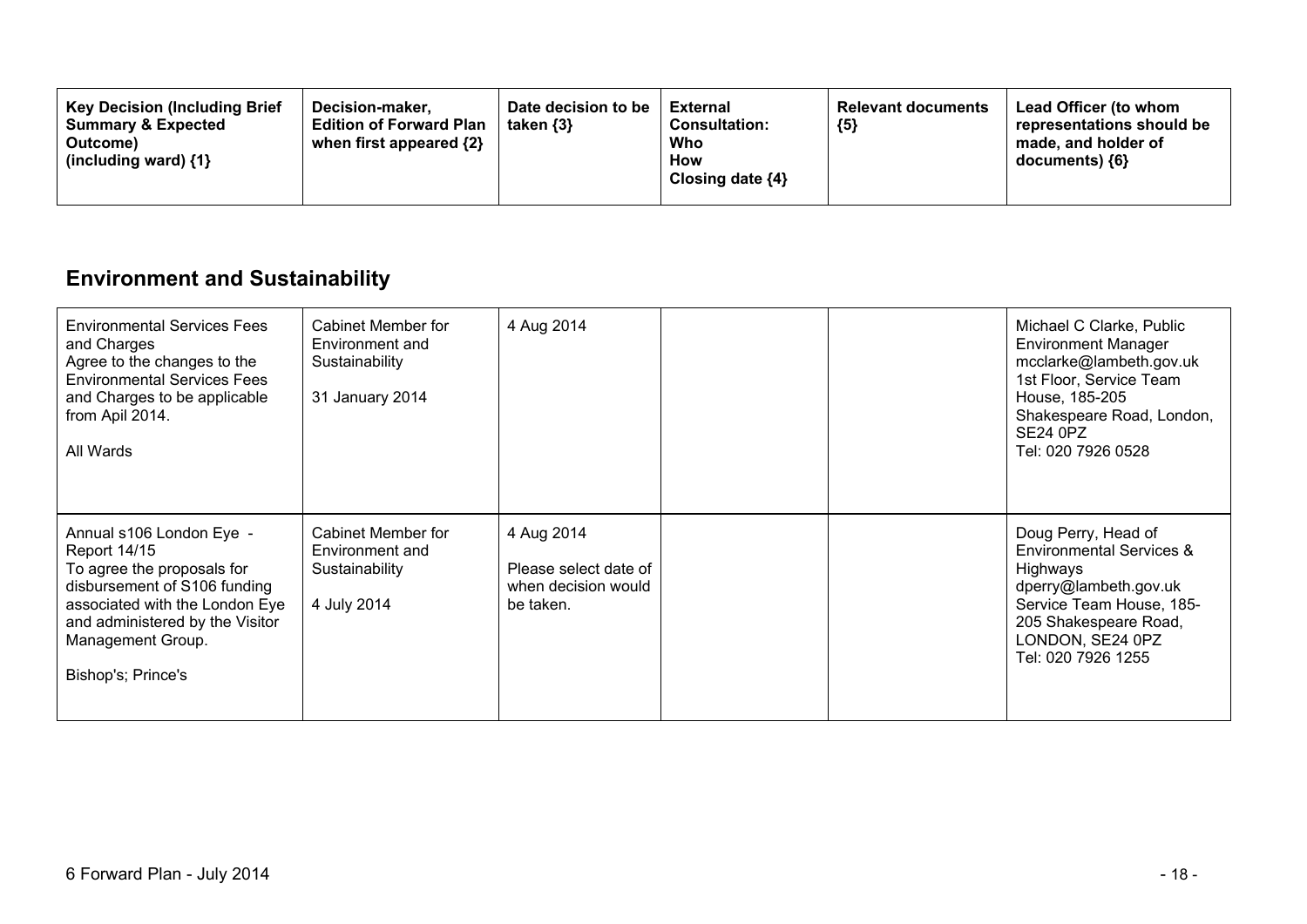| Key Decision (Including Brief Summary & Expected Outcome) (including ward) {1} | Decision-maker, Edition of Forward Plan when first appeared {2} | Date decision to be taken {3} | External Consultation: Who How Closing date {4} | Relevant documents {5} | Lead Officer (to whom representations should be made, and holder of documents) {6} |
|---|---|---|---|---|---|

## Environment and Sustainability

| Key Decision (Including Brief Summary & Expected Outcome) (including ward) {1} | Decision-maker, Edition of Forward Plan when first appeared {2} | Date decision to be taken {3} | External Consultation: Who How Closing date {4} | Relevant documents {5} | Lead Officer (to whom representations should be made, and holder of documents) {6} |
|---|---|---|---|---|---|
| Environmental Services Fees and Charges<br>Agree to the changes to the Environmental Services Fees and Charges to be applicable from Apil 2014.<br><br>All Wards | Cabinet Member for Environment and Sustainability<br><br>31 January 2014 | 4 Aug 2014 | | | Michael C Clarke, Public Environment Manager<br>mcclarke@lambeth.gov.uk<br>1st Floor, Service Team House, 185-205 Shakespeare Road, London, SE24 0PZ<br>Tel: 020 7926 0528 |
| Annual s106 London Eye - Report 14/15<br>To agree the proposals for disbursement of S106 funding associated with the London Eye and administered by the Visitor Management Group.<br><br>Bishop's; Prince's | Cabinet Member for Environment and Sustainability<br><br>4 July 2014 | 4 Aug 2014<br>Please select date of when decision would be taken. | | | Doug Perry, Head of Environmental Services & Highways<br>dperry@lambeth.gov.uk<br>Service Team House, 185-205 Shakespeare Road, LONDON, SE24 0PZ<br>Tel: 020 7926 1255 |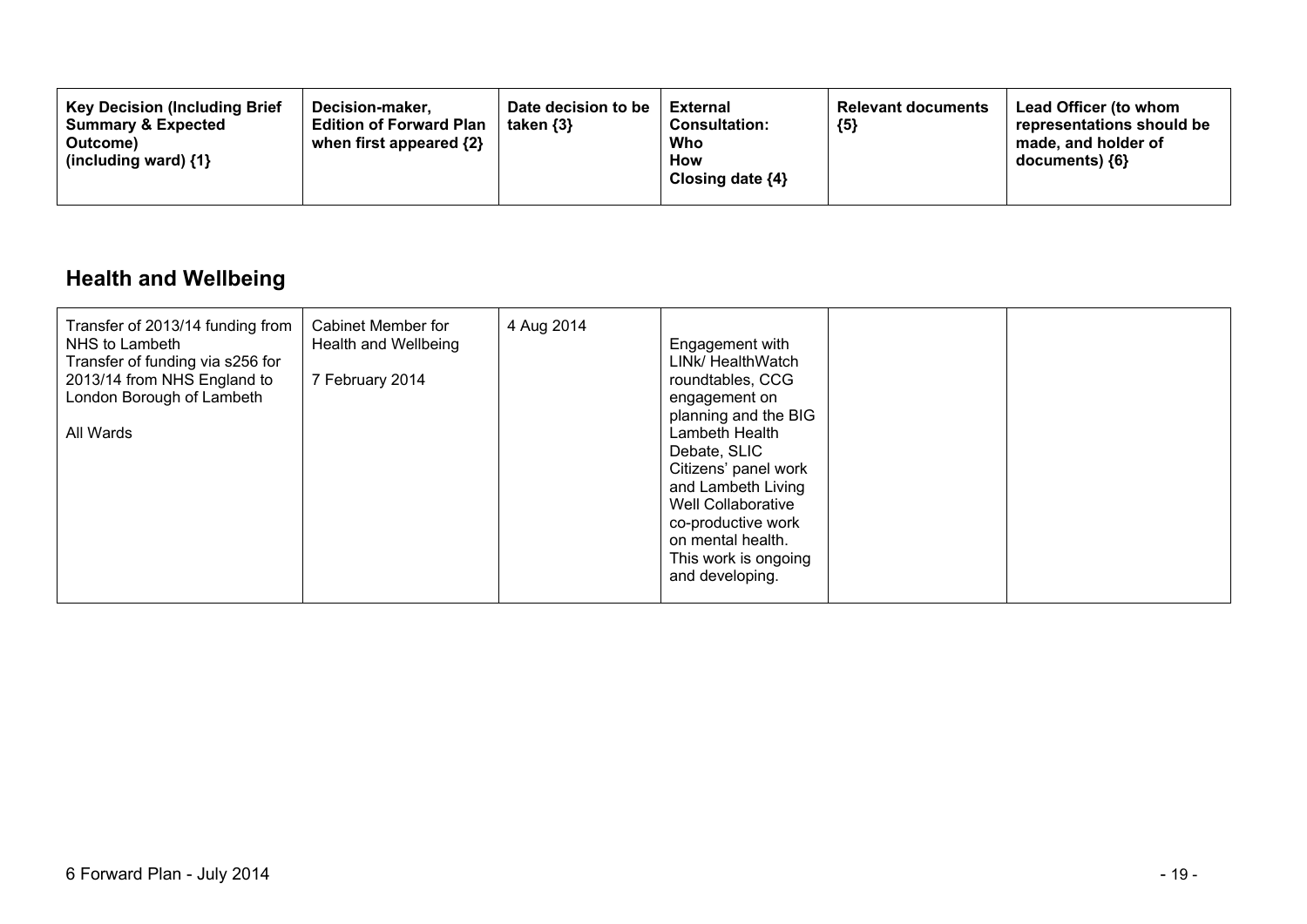| Key Decision (Including Brief Summary & Expected Outcome) (including ward) {1} | Decision-maker, Edition of Forward Plan when first appeared {2} | Date decision to be taken {3} | External Consultation: Who How Closing date {4} | Relevant documents {5} | Lead Officer (to whom representations should be made, and holder of documents) {6} |
|---|---|---|---|---|---|

## Health and Wellbeing

| Key Decision (Including Brief Summary & Expected Outcome) (including ward) {1} | Decision-maker, Edition of Forward Plan when first appeared {2} | Date decision to be taken {3} | External Consultation: Who How Closing date {4} | Relevant documents {5} | Lead Officer (to whom representations should be made, and holder of documents) {6} |
|---|---|---|---|---|---|
| Transfer of 2013/14 funding from NHS to Lambeth<br>Transfer of funding via s256 for 2013/14 from NHS England to London Borough of Lambeth<br><br>All Wards | Cabinet Member for Health and Wellbeing<br><br>7 February 2014 | 4 Aug 2014 | Engagement with LINk/ HealthWatch roundtables, CCG engagement on planning and the BIG Lambeth Health Debate, SLIC Citizens' panel work and Lambeth Living Well Collaborative co-productive work on mental health. This work is ongoing and developing. | | |

6 Forward Plan - July 2014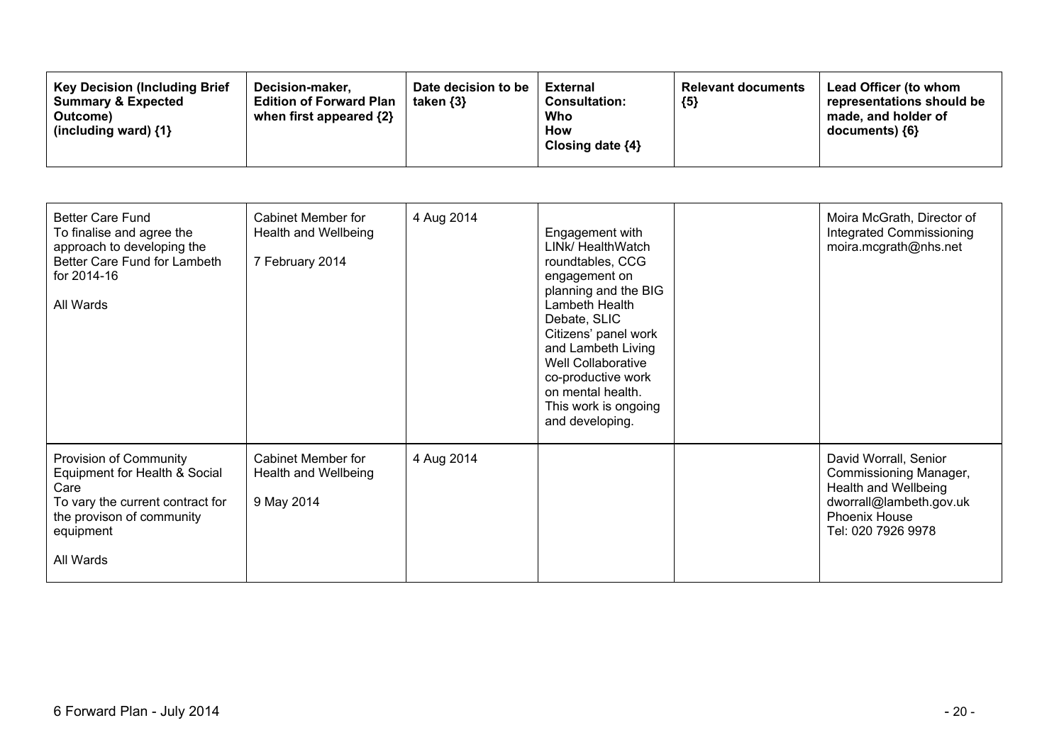| Key Decision (Including Brief Summary & Expected Outcome) (including ward) {1} | Decision-maker, Edition of Forward Plan when first appeared {2} | Date decision to be taken {3} | External Consultation: Who How Closing date {4} | Relevant documents {5} | Lead Officer (to whom representations should be made, and holder of documents) {6} |
|---|---|---|---|---|---|
| Better Care Fund<br>To finalise and agree the approach to developing the Better Care Fund for Lambeth for 2014-16<br><br>All Wards | Cabinet Member for Health and Wellbeing<br><br>7 February 2014 | 4 Aug 2014 | Engagement with LINk/ HealthWatch roundtables, CCG engagement on planning and the BIG Lambeth Health Debate, SLIC Citizens' panel work and Lambeth Living Well Collaborative co-productive work on mental health. This work is ongoing and developing. | | Moira McGrath, Director of Integrated Commissioning<br>moira.mcgrath@nhs.net |
| Provision of Community Equipment for Health & Social Care<br>To vary the current contract for the provison of community equipment<br><br>All Wards | Cabinet Member for Health and Wellbeing<br><br>9 May 2014 | 4 Aug 2014 | | | David Worrall, Senior Commissioning Manager, Health and Wellbeing<br>dworrall@lambeth.gov.uk<br>Phoenix House<br>Tel: 020 7926 9978 |

6 Forward Plan - July 2014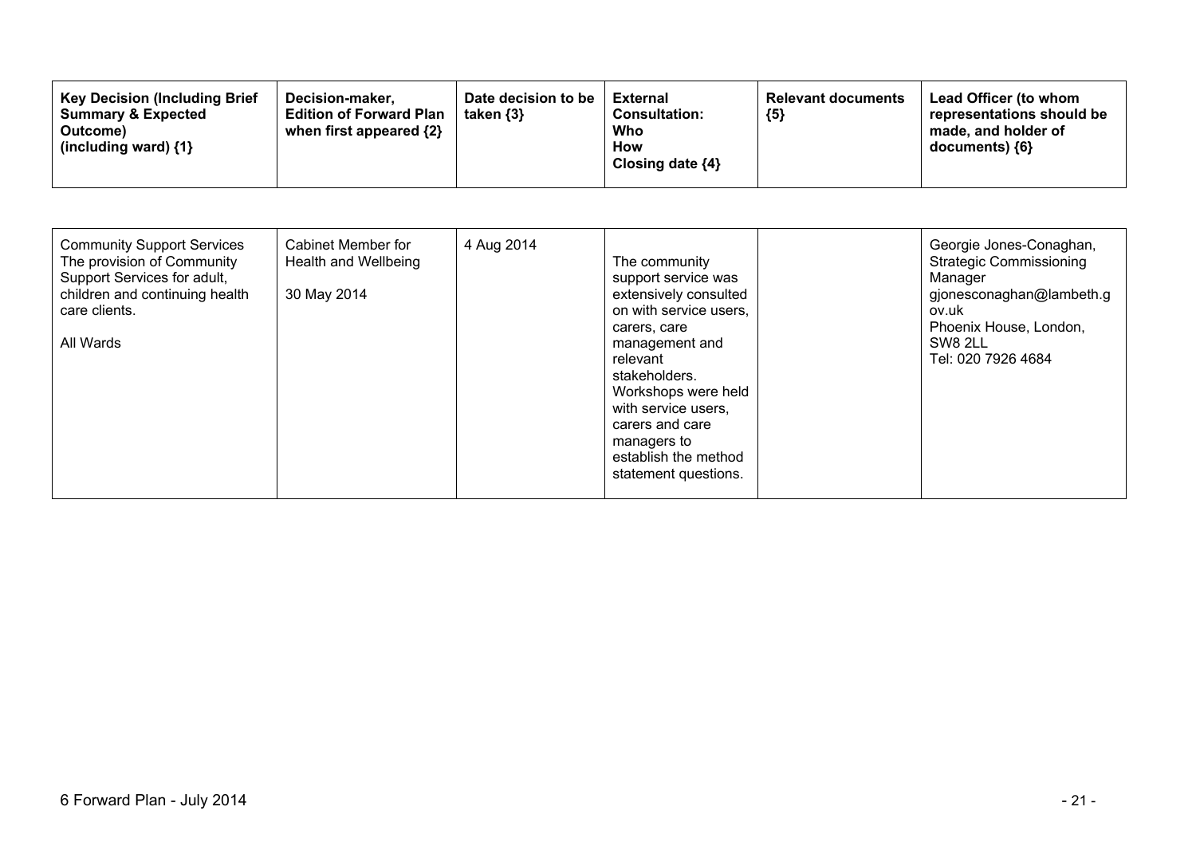| Key Decision (Including Brief Summary & Expected Outcome) (including ward) {1} | Decision-maker, Edition of Forward Plan when first appeared {2} | Date decision to be taken {3} | External Consultation: Who How Closing date {4} | Relevant documents {5} | Lead Officer (to whom representations should be made, and holder of documents) {6} |
|---|---|---|---|---|---|
| Community Support Services<br>The provision of Community Support Services for adult, children and continuing health care clients.<br><br>All Wards | Cabinet Member for Health and Wellbeing<br><br>30 May 2014 | 4 Aug 2014 | The community support service was extensively consulted on with service users, carers, care management and relevant stakeholders. Workshops were held with service users, carers and care managers to establish the method statement questions. | | Georgie Jones-Conaghan, Strategic Commissioning Manager<br>gjonesconaghan@lambeth.gov.uk<br>Phoenix House, London, SW8 2LL<br>Tel: 020 7926 4684 |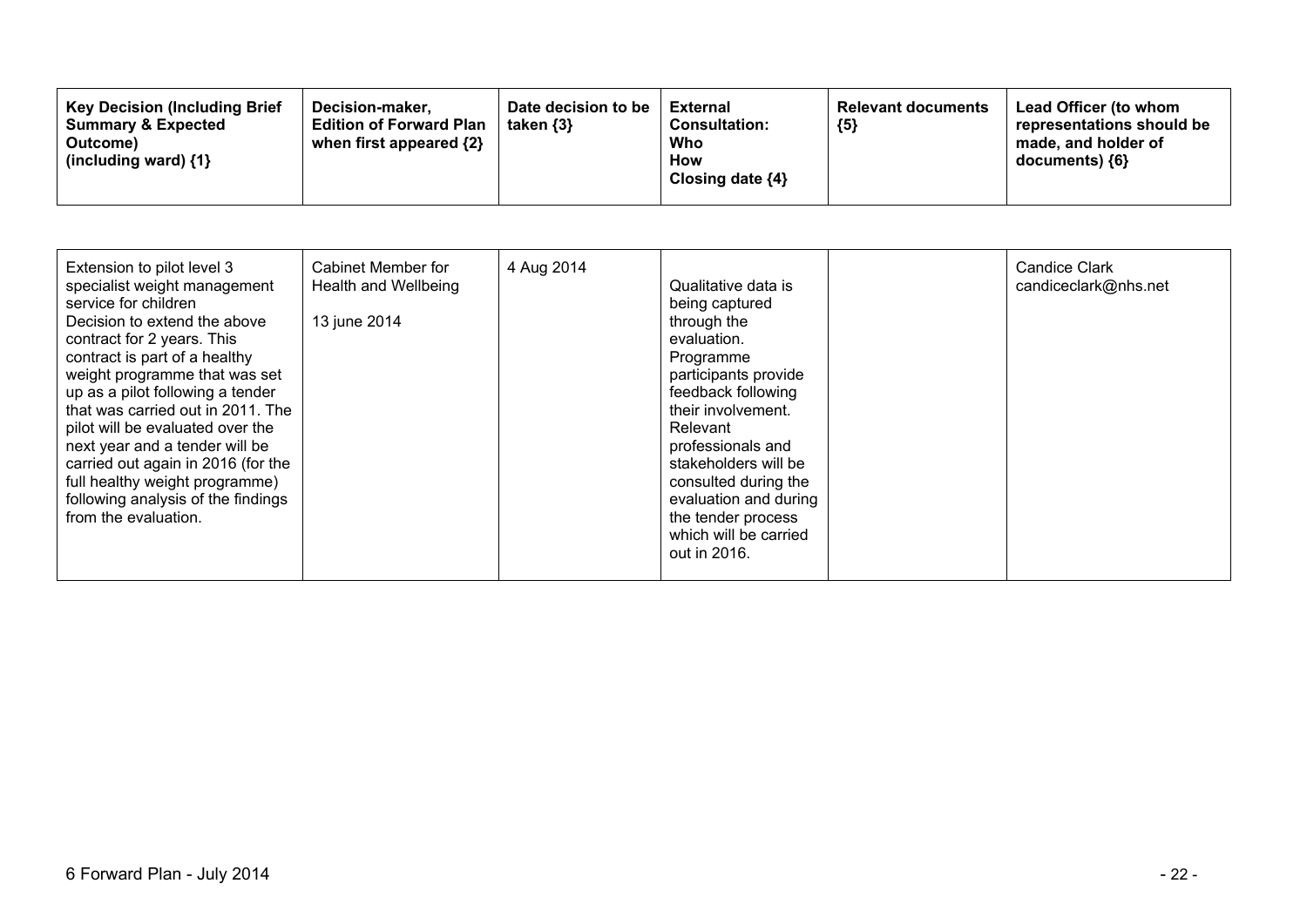| Key Decision (Including Brief Summary & Expected Outcome) (including ward) {1} | Decision-maker, Edition of Forward Plan when first appeared {2} | Date decision to be taken {3} | External Consultation: Who How Closing date {4} | Relevant documents {5} | Lead Officer (to whom representations should be made, and holder of documents) {6} |
|---|---|---|---|---|---|
| Extension to pilot level 3 specialist weight management service for children<br>Decision to extend the above contract for 2 years. This contract is part of a healthy weight programme that was set up as a pilot following a tender that was carried out in 2011. The pilot will be evaluated over the next year and a tender will be carried out again in 2016 (for the full healthy weight programme) following analysis of the findings from the evaluation. | Cabinet Member for Health and Wellbeing<br><br>13 june 2014 | 4 Aug 2014 | Qualitative data is being captured through the evaluation. Programme participants provide feedback following their involvement. Relevant professionals and stakeholders will be consulted during the evaluation and during the tender process which will be carried out in 2016. | | Candice Clark<br>candiceclark@nhs.net |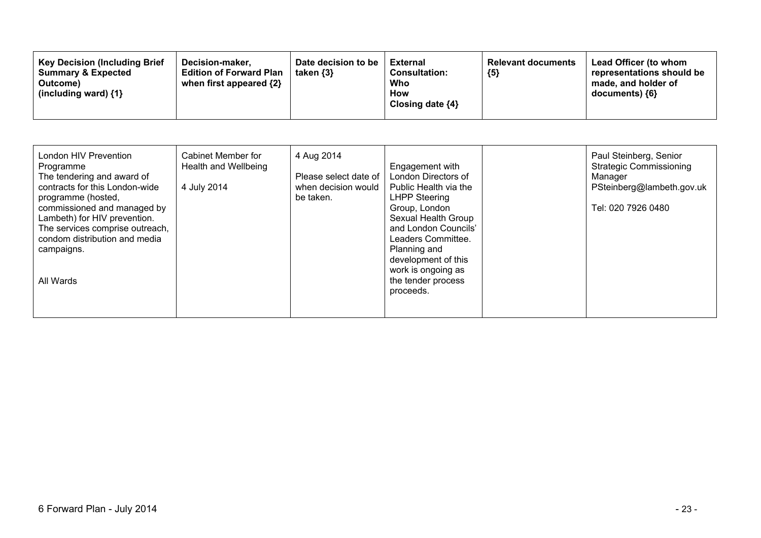| Key Decision (Including Brief Summary & Expected Outcome) (including ward) {1} | Decision-maker, Edition of Forward Plan when first appeared {2} | Date decision to be taken {3} | External Consultation: Who How Closing date {4} | Relevant documents {5} | Lead Officer (to whom representations should be made, and holder of documents) {6} |
|---|---|---|---|---|---|
| London HIV Prevention Programme<br>The tendering and award of contracts for this London-wide programme (hosted, commissioned and managed by Lambeth) for HIV prevention. The services comprise outreach, condom distribution and media campaigns.<br><br>All Wards | Cabinet Member for Health and Wellbeing<br><br>4 July 2014 | 4 Aug 2014<br><br>Please select date of when decision would be taken. | Engagement with London Directors of Public Health via the LHPP Steering Group, London Sexual Health Group and London Councils' Leaders Committee. Planning and development of this work is ongoing as the tender process proceeds. | | Paul Steinberg, Senior Strategic Commissioning Manager<br>PSteinberg@lambeth.gov.uk<br><br>Tel: 020 7926 0480 |

6 Forward Plan - July 2014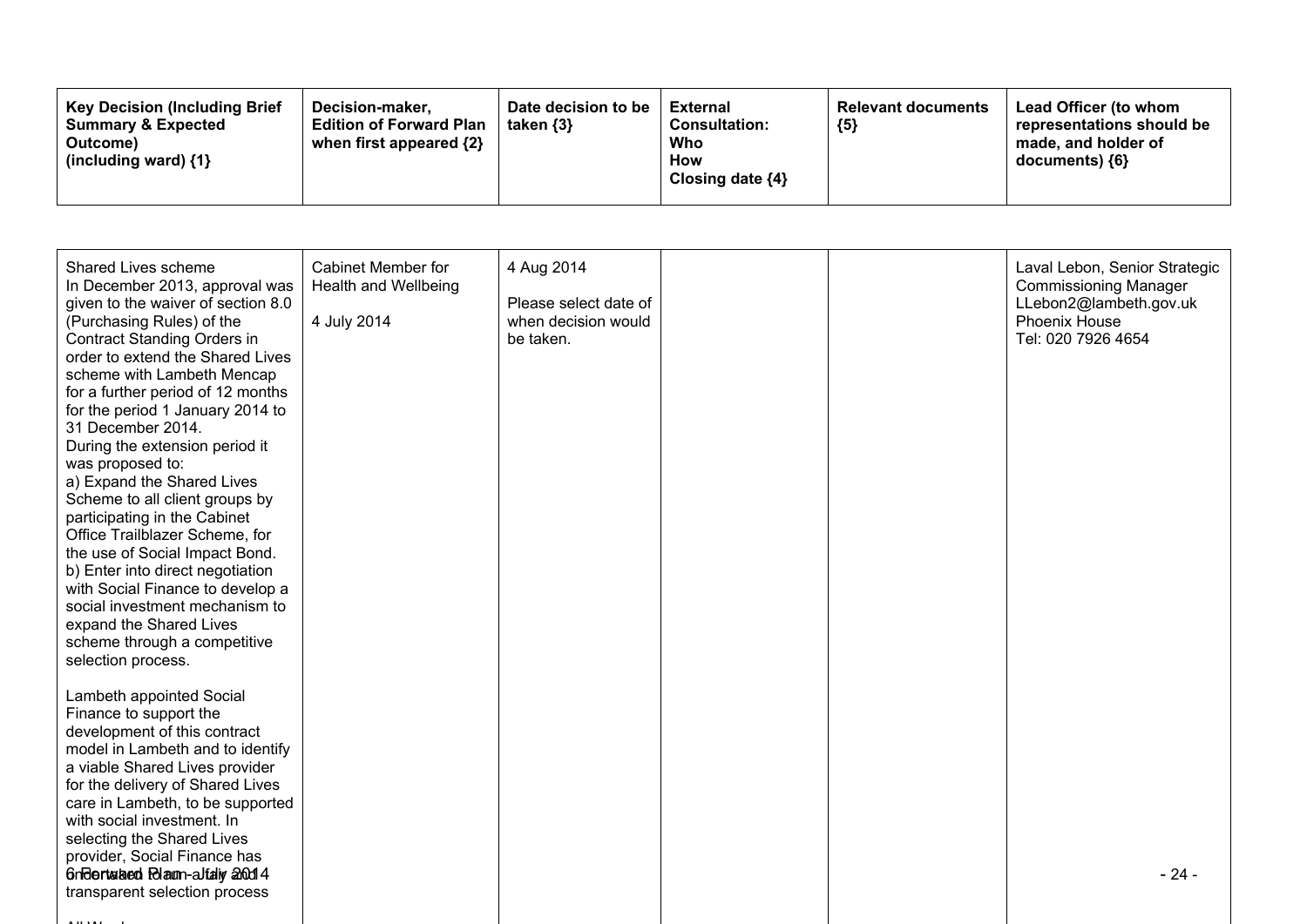| Key Decision (Including Brief Summary & Expected Outcome) (including ward) {1} | Decision-maker, Edition of Forward Plan when first appeared {2} | Date decision to be taken {3} | External Consultation: Who How Closing date {4} | Relevant documents {5} | Lead Officer (to whom representations should be made, and holder of documents) {6} |
|---|---|---|---|---|---|
| Shared Lives scheme<br>In December 2013, approval was given to the waiver of section 8.0 (Purchasing Rules) of the Contract Standing Orders in order to extend the Shared Lives scheme with Lambeth Mencap for a further period of 12 months for the period 1 January 2014 to 31 December 2014.<br>During the extension period it was proposed to:<br>a) Expand the Shared Lives Scheme to all client groups by participating in the Cabinet Office Trailblazer Scheme, for the use of Social Impact Bond.<br>b) Enter into direct negotiation with Social Finance to develop a social investment mechanism to expand the Shared Lives scheme through a competitive selection process.<br><br>Lambeth appointed Social Finance to support the development of this contract model in Lambeth and to identify a viable Shared Lives provider for the delivery of Shared Lives care in Lambeth, to be supported with social investment. In selecting the Shared Lives provider, Social Finance has undertaken a fair and transparent selection process | Cabinet Member for Health and Wellbeing<br><br>4 July 2014 | 4 Aug 2014<br><br>Please select date of when decision would be taken. | | | Laval Lebon, Senior Strategic Commissioning Manager<br>LLebon2@lambeth.gov.uk<br>Phoenix House<br>Tel: 020 7926 4654 |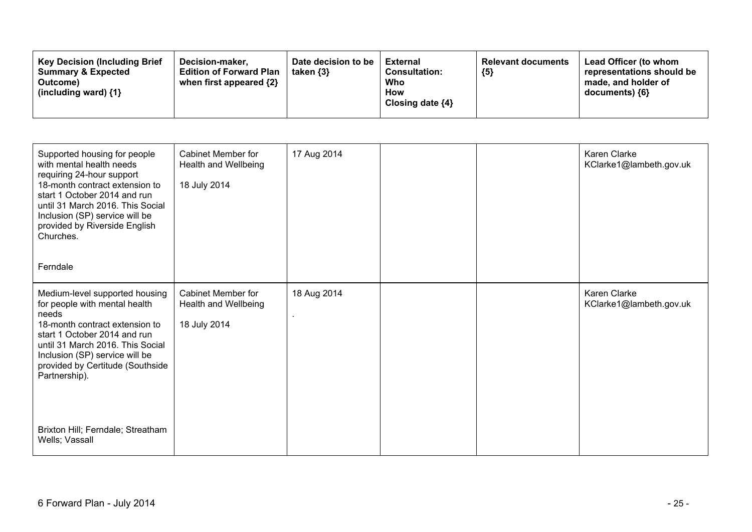| Key Decision (Including Brief Summary & Expected Outcome) (including ward) {1} | Decision-maker, Edition of Forward Plan when first appeared {2} | Date decision to be taken {3} | External Consultation: Who How Closing date {4} | Relevant documents {5} | Lead Officer (to whom representations should be made, and holder of documents) {6} |
|---|---|---|---|---|---|
| Supported housing for people with mental health needs requiring 24-hour support<br>18-month contract extension to start 1 October 2014 and run until 31 March 2016. This Social Inclusion (SP) service will be provided by Riverside English Churches.<br><br>Ferndale | Cabinet Member for Health and Wellbeing<br><br>18 July 2014 | 17 Aug 2014 | | | Karen Clarke<br>KClarke1@lambeth.gov.uk |
| Medium-level supported housing for people with mental health needs<br>18-month contract extension to start 1 October 2014 and run until 31 March 2016. This Social Inclusion (SP) service will be provided by Certitude (Southside Partnership).<br><br>Brixton Hill; Ferndale; Streatham Wells; Vassall | Cabinet Member for Health and Wellbeing<br><br>18 July 2014 | 18 Aug 2014<br><br>. | | | Karen Clarke<br>KClarke1@lambeth.gov.uk |

6 Forward Plan - July 2014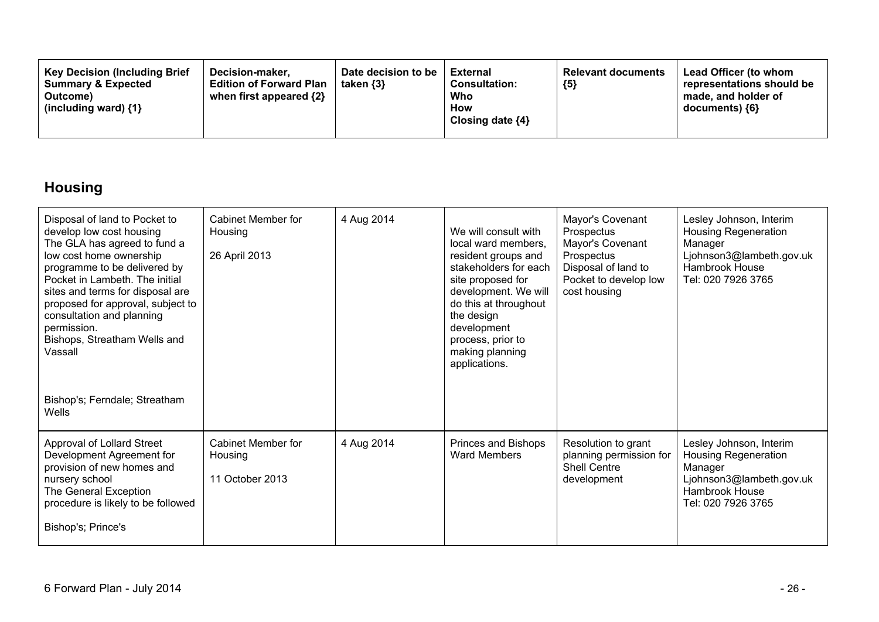| Key Decision (Including Brief Summary & Expected Outcome) (including ward) {1} | Decision-maker, Edition of Forward Plan when first appeared {2} | Date decision to be taken {3} | External Consultation: Who How Closing date {4} | Relevant documents {5} | Lead Officer (to whom representations should be made, and holder of documents) {6} |
|---|---|---|---|---|---|

## Housing

| Key Decision (Including Brief Summary & Expected Outcome) (including ward) {1} | Decision-maker, Edition of Forward Plan when first appeared {2} | Date decision to be taken {3} | External Consultation: Who How Closing date {4} | Relevant documents {5} | Lead Officer (to whom representations should be made, and holder of documents) {6} |
|---|---|---|---|---|---|
| Disposal of land to Pocket to develop low cost housing<br>The GLA has agreed to fund a low cost home ownership programme to be delivered by Pocket in Lambeth. The initial sites and terms for disposal are proposed for approval, subject to consultation and planning permission.<br>Bishops, Streatham Wells and Vassall<br><br>Bishop's; Ferndale; Streatham Wells | Cabinet Member for Housing<br><br>26 April 2013 | 4 Aug 2014 | We will consult with local ward members, resident groups and stakeholders for each site proposed for development. We will do this at throughout the design development process, prior to making planning applications. | Mayor's Covenant Prospectus<br>Mayor's Covenant Prospectus<br>Disposal of land to Pocket to develop low cost housing | Lesley Johnson, Interim Housing Regeneration Manager<br>Ljohnson3@lambeth.gov.uk<br>Hambrook House<br>Tel: 020 7926 3765 |
| Approval of Lollard Street Development Agreement for provision of new homes and nursery school<br>The General Exception procedure is likely to be followed<br><br>Bishop's; Prince's | Cabinet Member for Housing<br><br>11 October 2013 | 4 Aug 2014 | Princes and Bishops Ward Members | Resolution to grant planning permission for Shell Centre development | Lesley Johnson, Interim Housing Regeneration Manager<br>Ljohnson3@lambeth.gov.uk<br>Hambrook House<br>Tel: 020 7926 3765 |

6 Forward Plan - July 2014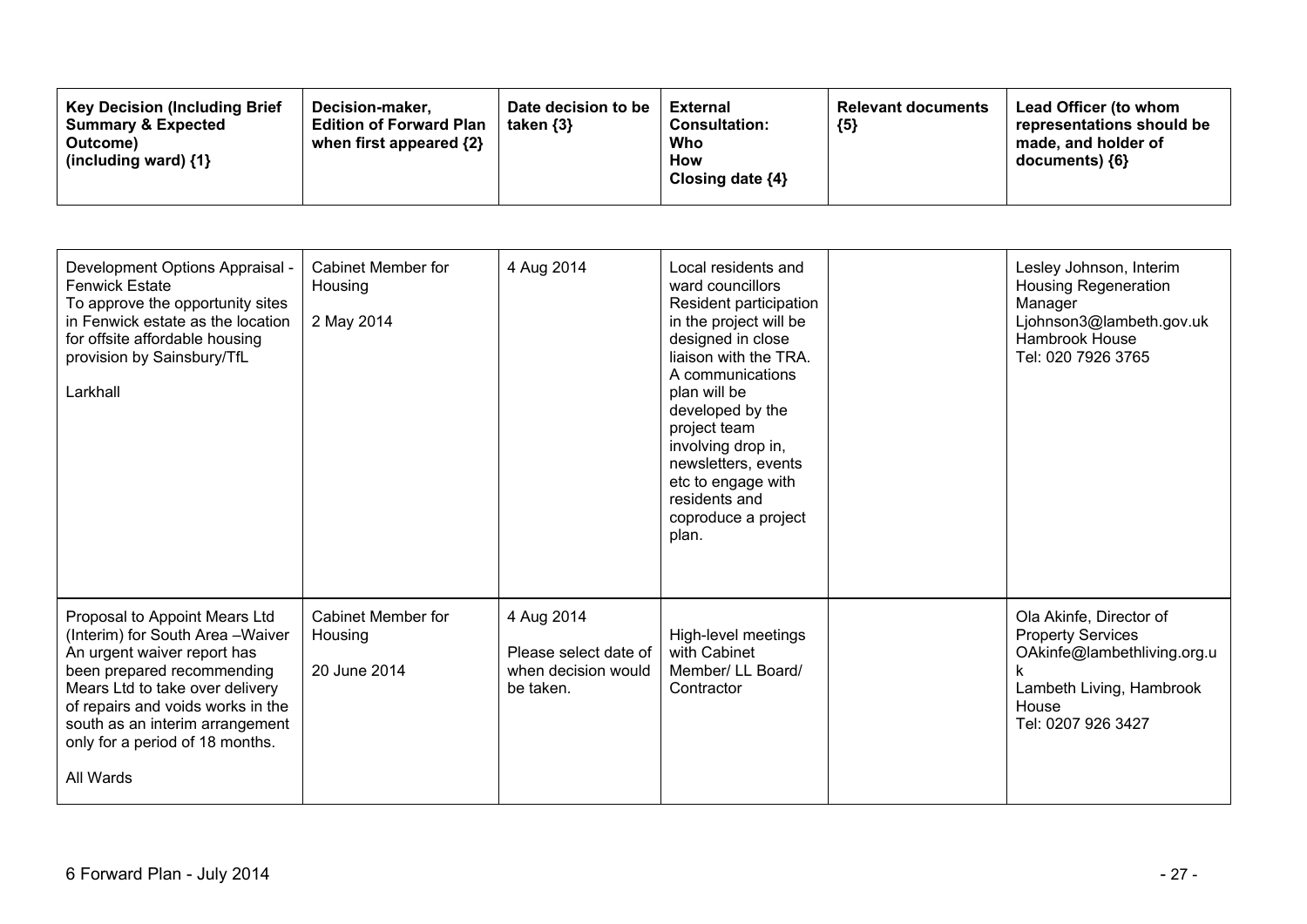| Key Decision (Including Brief Summary & Expected Outcome) (including ward) {1} | Decision-maker, Edition of Forward Plan when first appeared {2} | Date decision to be taken {3} | External Consultation: Who How Closing date {4} | Relevant documents {5} | Lead Officer (to whom representations should be made, and holder of documents) {6} |
|---|---|---|---|---|---|
| Development Options Appraisal - Fenwick Estate<br>To approve the opportunity sites in Fenwick estate as the location for offsite affordable housing provision by Sainsbury/TfL<br><br>Larkhall | Cabinet Member for Housing<br><br>2 May 2014 | 4 Aug 2014 | Local residents and ward councillors<br>Resident participation in the project will be designed in close liaison with the TRA. A communications plan will be developed by the project team involving drop in, newsletters, events etc to engage with residents and coproduce a project plan. | | Lesley Johnson, Interim Housing Regeneration Manager<br>Ljohnson3@lambeth.gov.uk<br>Hambrook House<br>Tel: 020 7926 3765 |
| Proposal to Appoint Mears Ltd (Interim) for South Area –Waiver<br>An urgent waiver report has been prepared recommending Mears Ltd to take over delivery of repairs and voids works in the south as an interim arrangement only for a period of 18 months.<br><br>All Wards | Cabinet Member for Housing<br><br>20 June 2014 | 4 Aug 2014<br>Please select date of when decision would be taken. | High-level meetings with Cabinet Member/ LL Board/ Contractor | | Ola Akinfe, Director of Property Services<br>OAkinfe@lambethliving.org.uk<br>Lambeth Living, Hambrook House<br>Tel: 0207 926 3427 |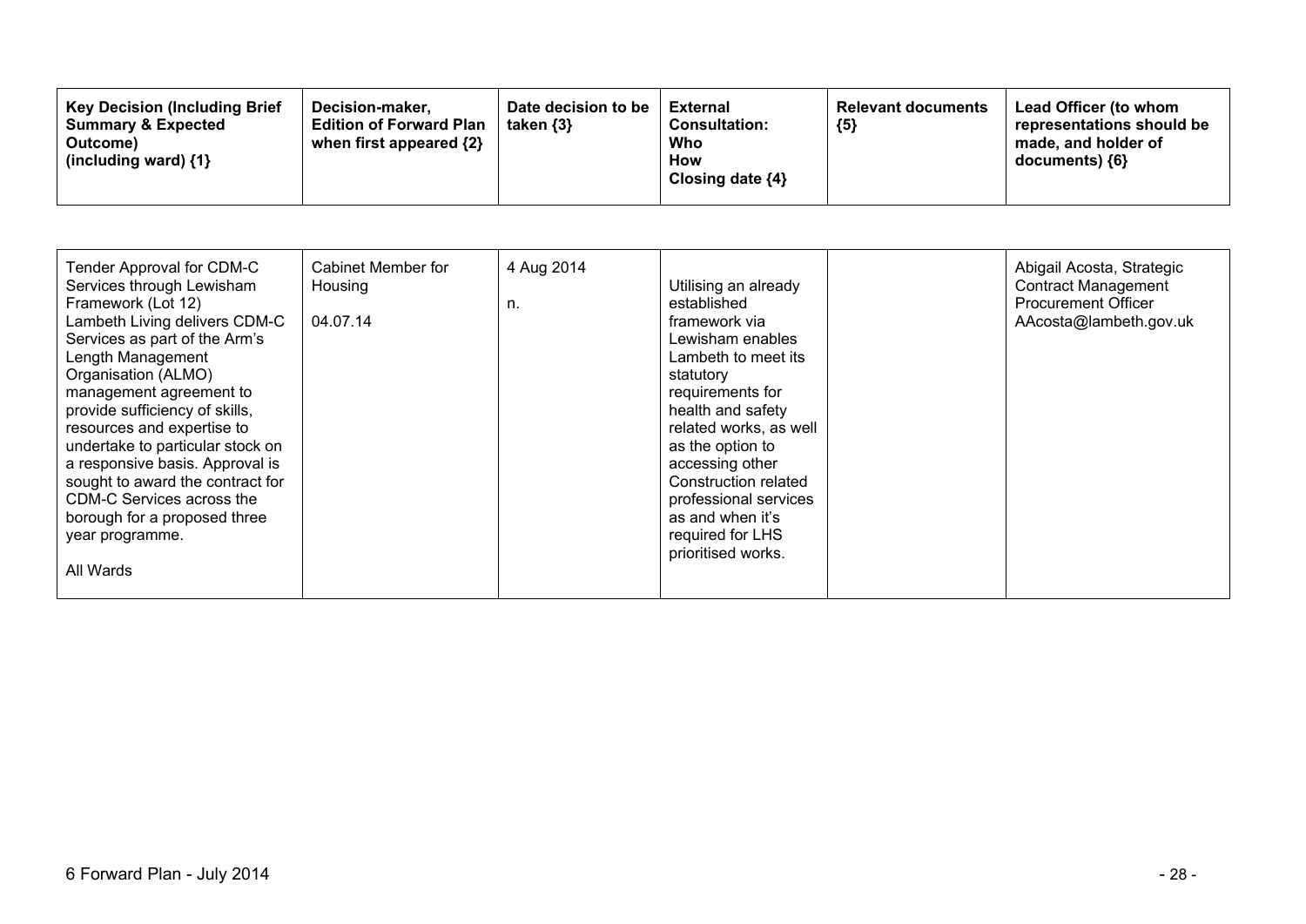| Key Decision (Including Brief Summary & Expected Outcome) (including ward) {1} | Decision-maker, Edition of Forward Plan when first appeared {2} | Date decision to be taken {3} | External Consultation: Who How Closing date {4} | Relevant documents {5} | Lead Officer (to whom representations should be made, and holder of documents) {6} |
|---|---|---|---|---|---|
| Tender Approval for CDM-C Services through Lewisham Framework (Lot 12)<br>Lambeth Living delivers CDM-C Services as part of the Arm's Length Management Organisation (ALMO) management agreement to provide sufficiency of skills, resources and expertise to undertake to particular stock on a responsive basis. Approval is sought to award the contract for CDM-C Services across the borough for a proposed three year programme.<br><br>All Wards | Cabinet Member for Housing<br><br>04.07.14 | 4 Aug 2014<br><br>n. | Utilising an already established framework via Lewisham enables Lambeth to meet its statutory requirements for health and safety related works, as well as the option to accessing other Construction related professional services as and when it's required for LHS prioritised works. | | Abigail Acosta, Strategic Contract Management Procurement Officer<br>AAcosta@lambeth.gov.uk |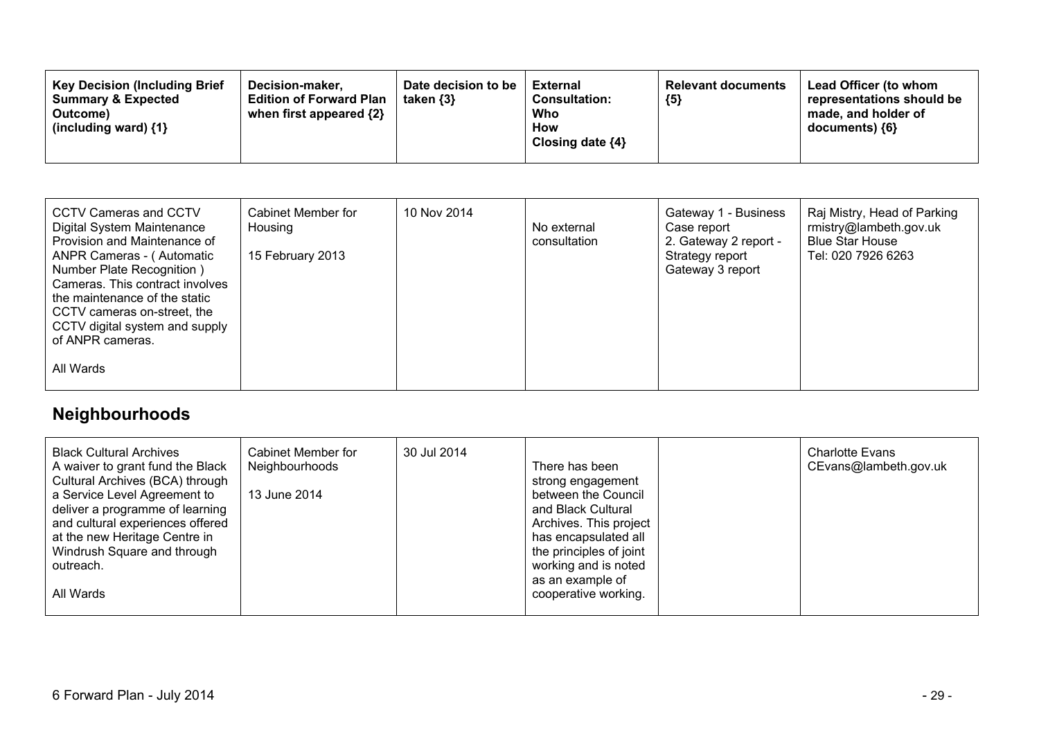| Key Decision (Including Brief Summary & Expected Outcome) (including ward) {1} | Decision-maker, Edition of Forward Plan when first appeared {2} | Date decision to be taken {3} | External Consultation: Who How Closing date {4} | Relevant documents {5} | Lead Officer (to whom representations should be made, and holder of documents) {6} |
|---|---|---|---|---|---|
| CCTV Cameras and CCTV Digital System Maintenance Provision and Maintenance of ANPR Cameras - ( Automatic Number Plate Recognition ) Cameras. This contract involves the maintenance of the static CCTV cameras on-street, the CCTV digital system and supply of ANPR cameras.<br><br>All Wards | Cabinet Member for Housing<br><br>15 February 2013 | 10 Nov 2014 | No external consultation | Gateway 1 - Business Case report<br>2. Gateway 2 report - Strategy report<br>Gateway 3 report | Raj Mistry, Head of Parking<br>rmistry@lambeth.gov.uk<br>Blue Star House<br>Tel: 020 7926 6263 |

## Neighbourhoods

| Key Decision (Including Brief Summary & Expected Outcome) (including ward) {1} | Decision-maker, Edition of Forward Plan when first appeared {2} | Date decision to be taken {3} | External Consultation: Who How Closing date {4} | Relevant documents {5} | Lead Officer (to whom representations should be made, and holder of documents) {6} |
|---|---|---|---|---|---|
| Black Cultural Archives<br>A waiver to grant fund the Black Cultural Archives (BCA) through a Service Level Agreement to deliver a programme of learning and cultural experiences offered at the new Heritage Centre in Windrush Square and through outreach.<br><br>All Wards | Cabinet Member for Neighbourhoods<br><br>13 June 2014 | 30 Jul 2014 | There has been strong engagement between the Council and Black Cultural Archives. This project has encapsulated all the principles of joint working and is noted as an example of cooperative working. | | Charlotte Evans<br>CEvans@lambeth.gov.uk |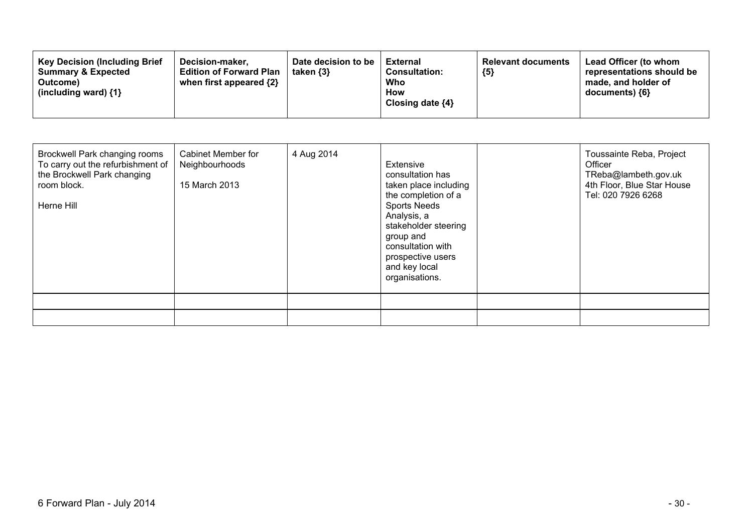| Key Decision (Including Brief Summary & Expected Outcome) (including ward) {1} | Decision-maker, Edition of Forward Plan when first appeared {2} | Date decision to be taken {3} | External Consultation: Who How Closing date {4} | Relevant documents {5} | Lead Officer (to whom representations should be made, and holder of documents) {6} |
|---|---|---|---|---|---|
| Brockwell Park changing rooms<br>To carry out the refurbishment of the Brockwell Park changing room block.<br><br>Herne Hill | Cabinet Member for Neighbourhoods<br><br>15 March 2013 | 4 Aug 2014 | Extensive consultation has taken place including the completion of a Sports Needs Analysis, a stakeholder steering group and consultation with prospective users and key local organisations. | | Toussainte Reba, Project Officer<br>TReba@lambeth.gov.uk<br>4th Floor, Blue Star House<br>Tel: 020 7926 6268 |
| | | | | | |
| | | | | | |